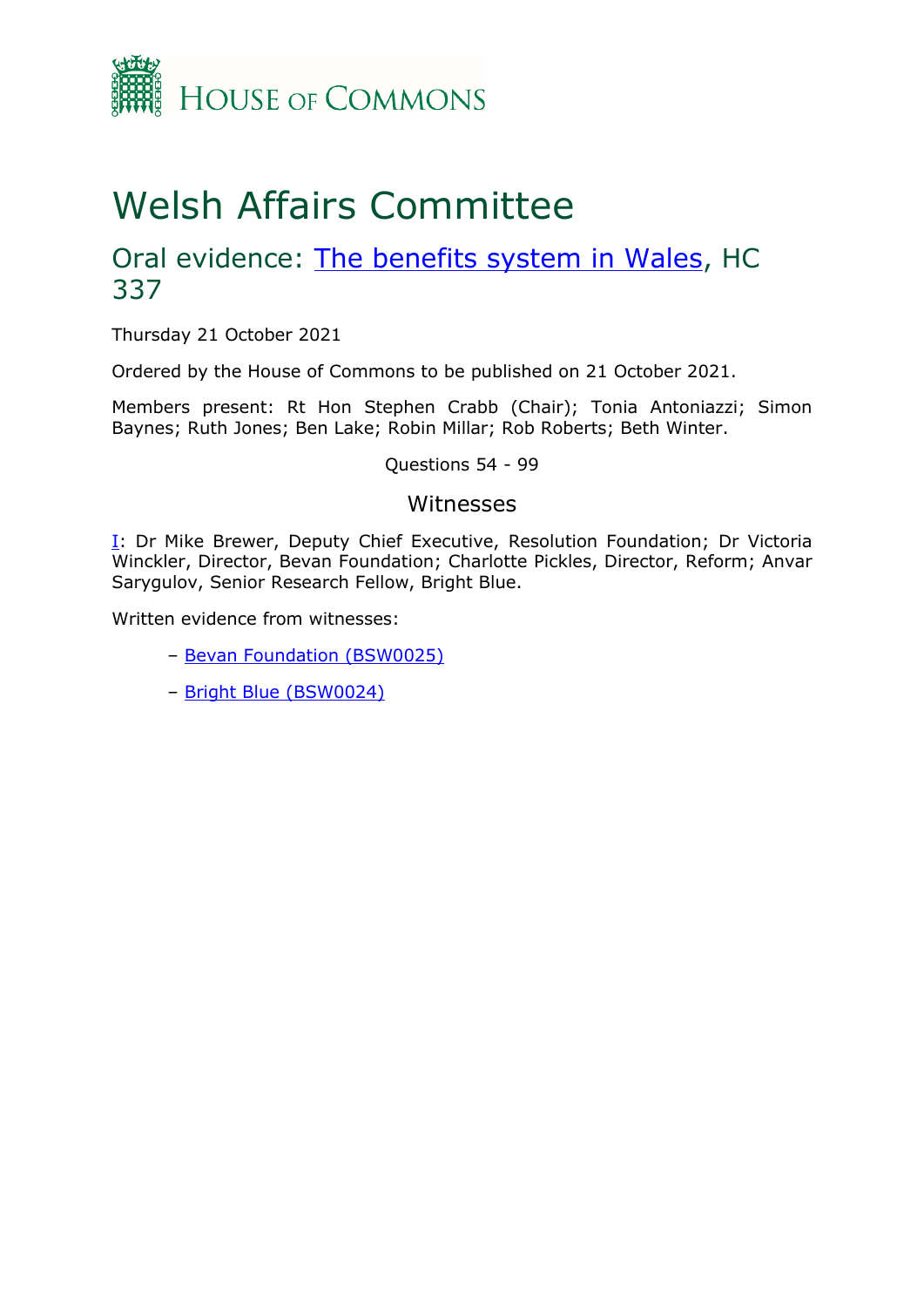HOUSE OF COMMONS

# Welsh Affairs Committee

## Oral evidence: The benefits system in Wales, HC 337

Thursday 21 October 2021

Ordered by the House of Commons to be published on 21 October 2021.

Members present: Rt Hon Stephen Crabb (Chair); Tonia Antoniazzi; Simon Baynes; Ruth Jones; Ben Lake; Robin Millar; Rob Roberts; Beth Winter.

Questions 54 - 99

### Witnesses

I: Dr Mike Brewer, Deputy Chief Executive, Resolution Foundation; Dr Victoria Winckler, Director, Bevan Foundation; Charlotte Pickles, Director, Reform; Anvar Sarygulov, Senior Research Fellow, Bright Blue.

Written evidence from witnesses:

- Bevan Foundation (BSW0025)
- Bright Blue (BSW0024)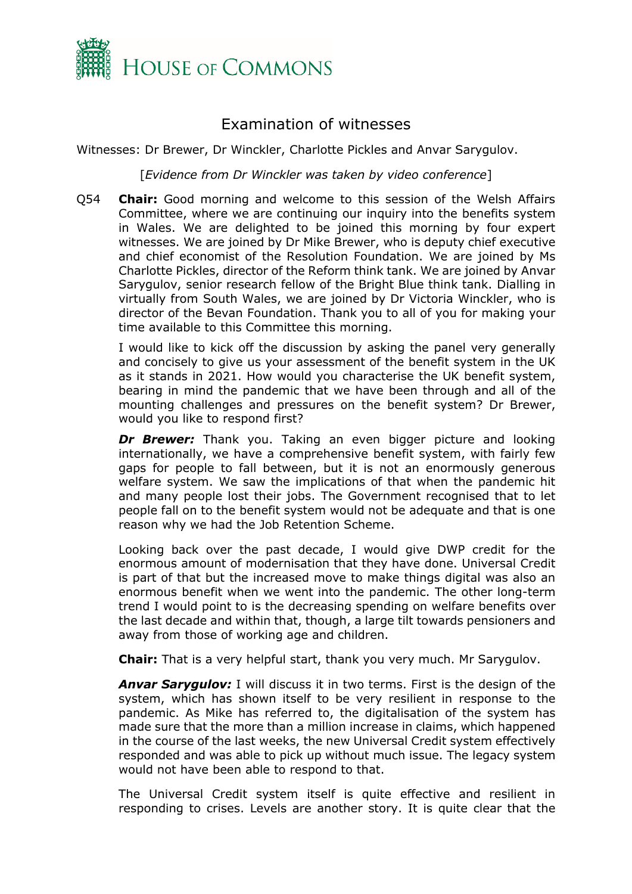# Examination of witnesses

Witnesses: Dr Brewer, Dr Winckler, Charlotte Pickles and Anvar Sarygulov.

[*Evidence from Dr Winckler was taken by video conference*]

Q54 **Chair:** Good morning and welcome to this session of the Welsh Affairs Committee, where we are continuing our inquiry into the benefits system in Wales. We are delighted to be joined this morning by four expert witnesses. We are joined by Dr Mike Brewer, who is deputy chief executive and chief economist of the Resolution Foundation. We are joined by Ms Charlotte Pickles, director of the Reform think tank. We are joined by Anvar Sarygulov, senior research fellow of the Bright Blue think tank. Dialling in virtually from South Wales, we are joined by Dr Victoria Winckler, who is director of the Bevan Foundation. Thank you to all of you for making your time available to this Committee this morning.

I would like to kick off the discussion by asking the panel very generally and concisely to give us your assessment of the benefit system in the UK as it stands in 2021. How would you characterise the UK benefit system, bearing in mind the pandemic that we have been through and all of the mounting challenges and pressures on the benefit system? Dr Brewer, would you like to respond first?

***Dr Brewer:*** Thank you. Taking an even bigger picture and looking internationally, we have a comprehensive benefit system, with fairly few gaps for people to fall between, but it is not an enormously generous welfare system. We saw the implications of that when the pandemic hit and many people lost their jobs. The Government recognised that to let people fall on to the benefit system would not be adequate and that is one reason why we had the Job Retention Scheme.

Looking back over the past decade, I would give DWP credit for the enormous amount of modernisation that they have done. Universal Credit is part of that but the increased move to make things digital was also an enormous benefit when we went into the pandemic. The other long-term trend I would point to is the decreasing spending on welfare benefits over the last decade and within that, though, a large tilt towards pensioners and away from those of working age and children.

**Chair:** That is a very helpful start, thank you very much. Mr Sarygulov.

***Anvar Sarygulov:*** I will discuss it in two terms. First is the design of the system, which has shown itself to be very resilient in response to the pandemic. As Mike has referred to, the digitalisation of the system has made sure that the more than a million increase in claims, which happened in the course of the last weeks, the new Universal Credit system effectively responded and was able to pick up without much issue. The legacy system would not have been able to respond to that.

The Universal Credit system itself is quite effective and resilient in responding to crises. Levels are another story. It is quite clear that the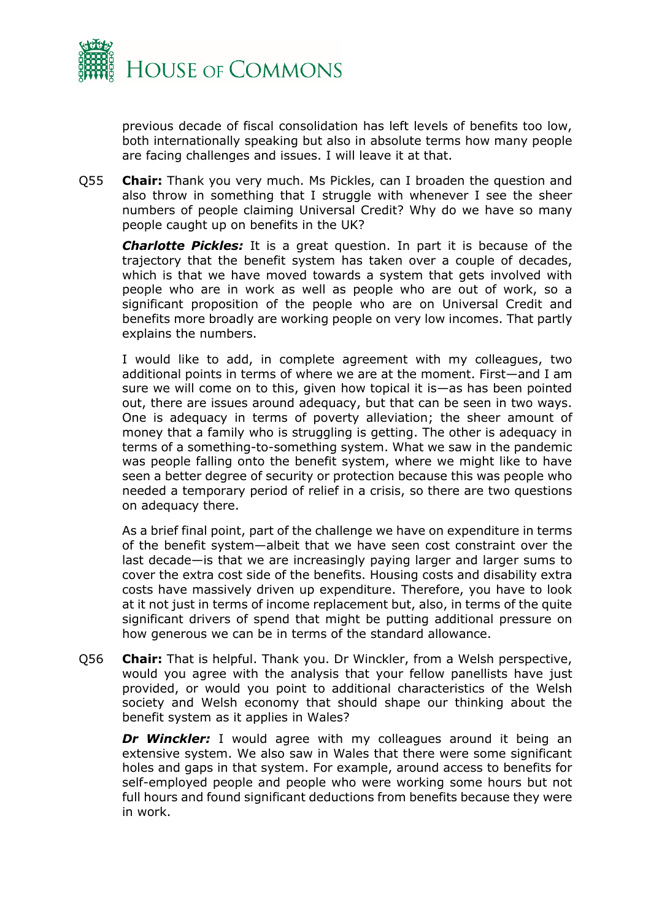previous decade of fiscal consolidation has left levels of benefits too low, both internationally speaking but also in absolute terms how many people are facing challenges and issues. I will leave it at that.

Q55 **Chair:** Thank you very much. Ms Pickles, can I broaden the question and also throw in something that I struggle with whenever I see the sheer numbers of people claiming Universal Credit? Why do we have so many people caught up on benefits in the UK?

***Charlotte Pickles:*** It is a great question. In part it is because of the trajectory that the benefit system has taken over a couple of decades, which is that we have moved towards a system that gets involved with people who are in work as well as people who are out of work, so a significant proposition of the people who are on Universal Credit and benefits more broadly are working people on very low incomes. That partly explains the numbers.

I would like to add, in complete agreement with my colleagues, two additional points in terms of where we are at the moment. First—and I am sure we will come on to this, given how topical it is—as has been pointed out, there are issues around adequacy, but that can be seen in two ways. One is adequacy in terms of poverty alleviation; the sheer amount of money that a family who is struggling is getting. The other is adequacy in terms of a something-to-something system. What we saw in the pandemic was people falling onto the benefit system, where we might like to have seen a better degree of security or protection because this was people who needed a temporary period of relief in a crisis, so there are two questions on adequacy there.

As a brief final point, part of the challenge we have on expenditure in terms of the benefit system—albeit that we have seen cost constraint over the last decade—is that we are increasingly paying larger and larger sums to cover the extra cost side of the benefits. Housing costs and disability extra costs have massively driven up expenditure. Therefore, you have to look at it not just in terms of income replacement but, also, in terms of the quite significant drivers of spend that might be putting additional pressure on how generous we can be in terms of the standard allowance.

Q56 **Chair:** That is helpful. Thank you. Dr Winckler, from a Welsh perspective, would you agree with the analysis that your fellow panellists have just provided, or would you point to additional characteristics of the Welsh society and Welsh economy that should shape our thinking about the benefit system as it applies in Wales?

***Dr Winckler:*** I would agree with my colleagues around it being an extensive system. We also saw in Wales that there were some significant holes and gaps in that system. For example, around access to benefits for self-employed people and people who were working some hours but not full hours and found significant deductions from benefits because they were in work.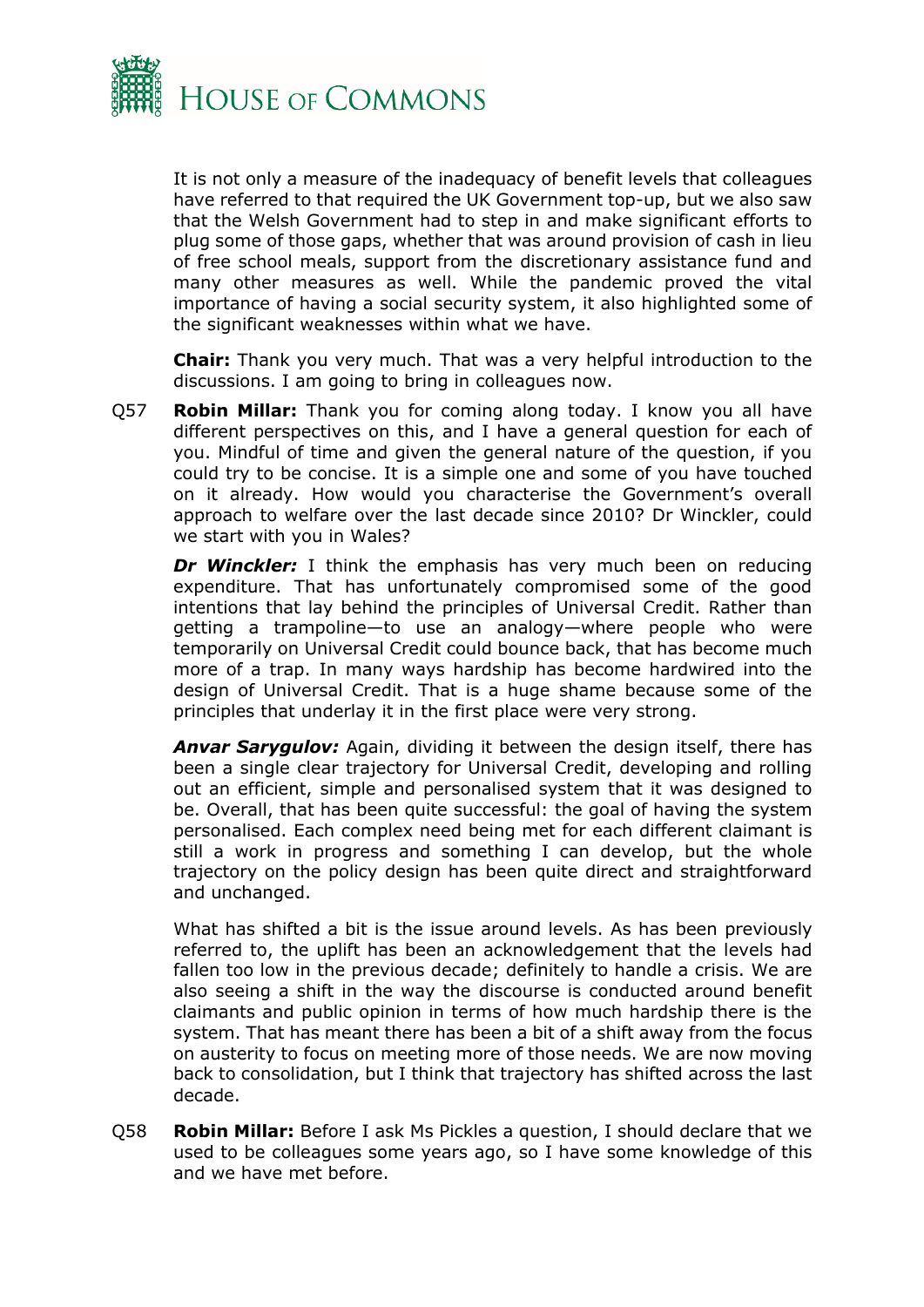It is not only a measure of the inadequacy of benefit levels that colleagues have referred to that required the UK Government top-up, but we also saw that the Welsh Government had to step in and make significant efforts to plug some of those gaps, whether that was around provision of cash in lieu of free school meals, support from the discretionary assistance fund and many other measures as well. While the pandemic proved the vital importance of having a social security system, it also highlighted some of the significant weaknesses within what we have.

**Chair:** Thank you very much. That was a very helpful introduction to the discussions. I am going to bring in colleagues now.

Q57 **Robin Millar:** Thank you for coming along today. I know you all have different perspectives on this, and I have a general question for each of you. Mindful of time and given the general nature of the question, if you could try to be concise. It is a simple one and some of you have touched on it already. How would you characterise the Government's overall approach to welfare over the last decade since 2010? Dr Winckler, could we start with you in Wales?

***Dr Winckler:*** I think the emphasis has very much been on reducing expenditure. That has unfortunately compromised some of the good intentions that lay behind the principles of Universal Credit. Rather than getting a trampoline—to use an analogy—where people who were temporarily on Universal Credit could bounce back, that has become much more of a trap. In many ways hardship has become hardwired into the design of Universal Credit. That is a huge shame because some of the principles that underlay it in the first place were very strong.

***Anvar Sarygulov:*** Again, dividing it between the design itself, there has been a single clear trajectory for Universal Credit, developing and rolling out an efficient, simple and personalised system that it was designed to be. Overall, that has been quite successful: the goal of having the system personalised. Each complex need being met for each different claimant is still a work in progress and something I can develop, but the whole trajectory on the policy design has been quite direct and straightforward and unchanged.

What has shifted a bit is the issue around levels. As has been previously referred to, the uplift has been an acknowledgement that the levels had fallen too low in the previous decade; definitely to handle a crisis. We are also seeing a shift in the way the discourse is conducted around benefit claimants and public opinion in terms of how much hardship there is the system. That has meant there has been a bit of a shift away from the focus on austerity to focus on meeting more of those needs. We are now moving back to consolidation, but I think that trajectory has shifted across the last decade.

Q58 **Robin Millar:** Before I ask Ms Pickles a question, I should declare that we used to be colleagues some years ago, so I have some knowledge of this and we have met before.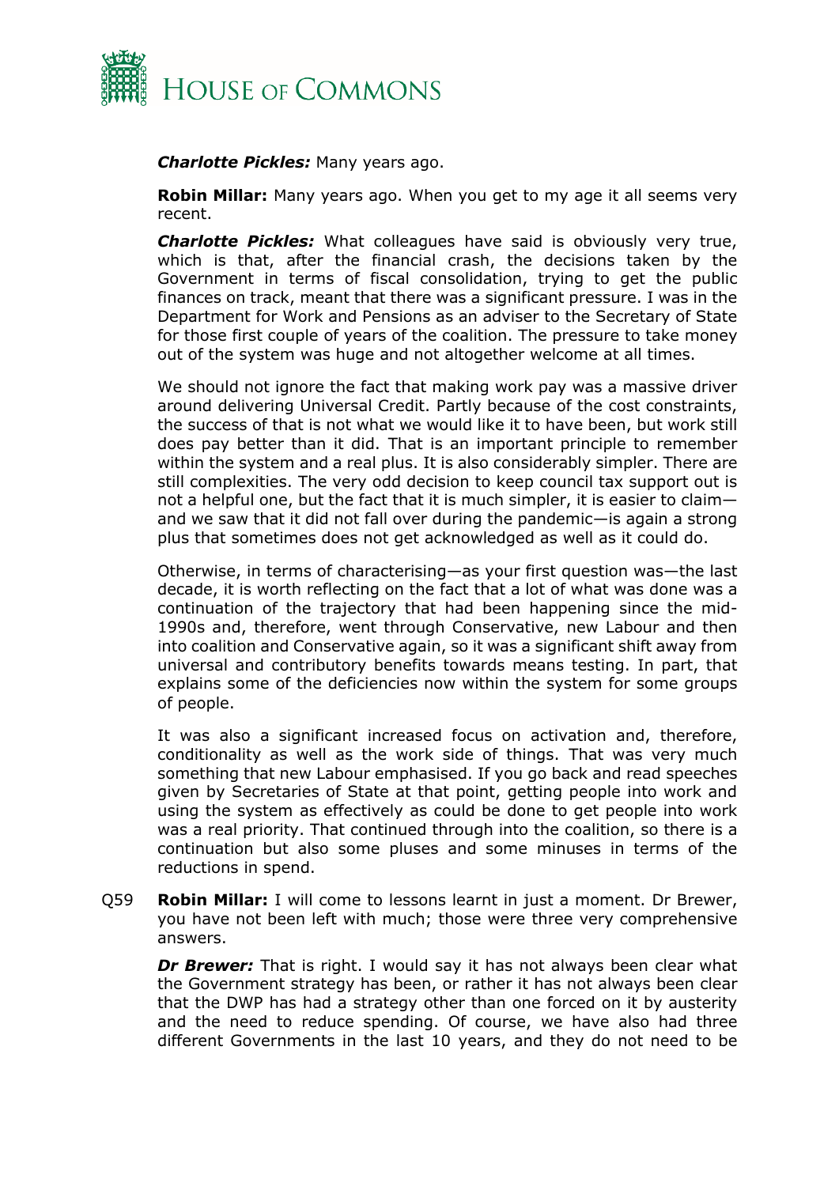***Charlotte Pickles:*** Many years ago.

**Robin Millar:** Many years ago. When you get to my age it all seems very recent.

***Charlotte Pickles:*** What colleagues have said is obviously very true, which is that, after the financial crash, the decisions taken by the Government in terms of fiscal consolidation, trying to get the public finances on track, meant that there was a significant pressure. I was in the Department for Work and Pensions as an adviser to the Secretary of State for those first couple of years of the coalition. The pressure to take money out of the system was huge and not altogether welcome at all times.

We should not ignore the fact that making work pay was a massive driver around delivering Universal Credit. Partly because of the cost constraints, the success of that is not what we would like it to have been, but work still does pay better than it did. That is an important principle to remember within the system and a real plus. It is also considerably simpler. There are still complexities. The very odd decision to keep council tax support out is not a helpful one, but the fact that it is much simpler, it is easier to claim—and we saw that it did not fall over during the pandemic—is again a strong plus that sometimes does not get acknowledged as well as it could do.

Otherwise, in terms of characterising—as your first question was—the last decade, it is worth reflecting on the fact that a lot of what was done was a continuation of the trajectory that had been happening since the mid-1990s and, therefore, went through Conservative, new Labour and then into coalition and Conservative again, so it was a significant shift away from universal and contributory benefits towards means testing. In part, that explains some of the deficiencies now within the system for some groups of people.

It was also a significant increased focus on activation and, therefore, conditionality as well as the work side of things. That was very much something that new Labour emphasised. If you go back and read speeches given by Secretaries of State at that point, getting people into work and using the system as effectively as could be done to get people into work was a real priority. That continued through into the coalition, so there is a continuation but also some pluses and some minuses in terms of the reductions in spend.

Q59 **Robin Millar:** I will come to lessons learnt in just a moment. Dr Brewer, you have not been left with much; those were three very comprehensive answers.

***Dr Brewer:*** That is right. I would say it has not always been clear what the Government strategy has been, or rather it has not always been clear that the DWP has had a strategy other than one forced on it by austerity and the need to reduce spending. Of course, we have also had three different Governments in the last 10 years, and they do not need to be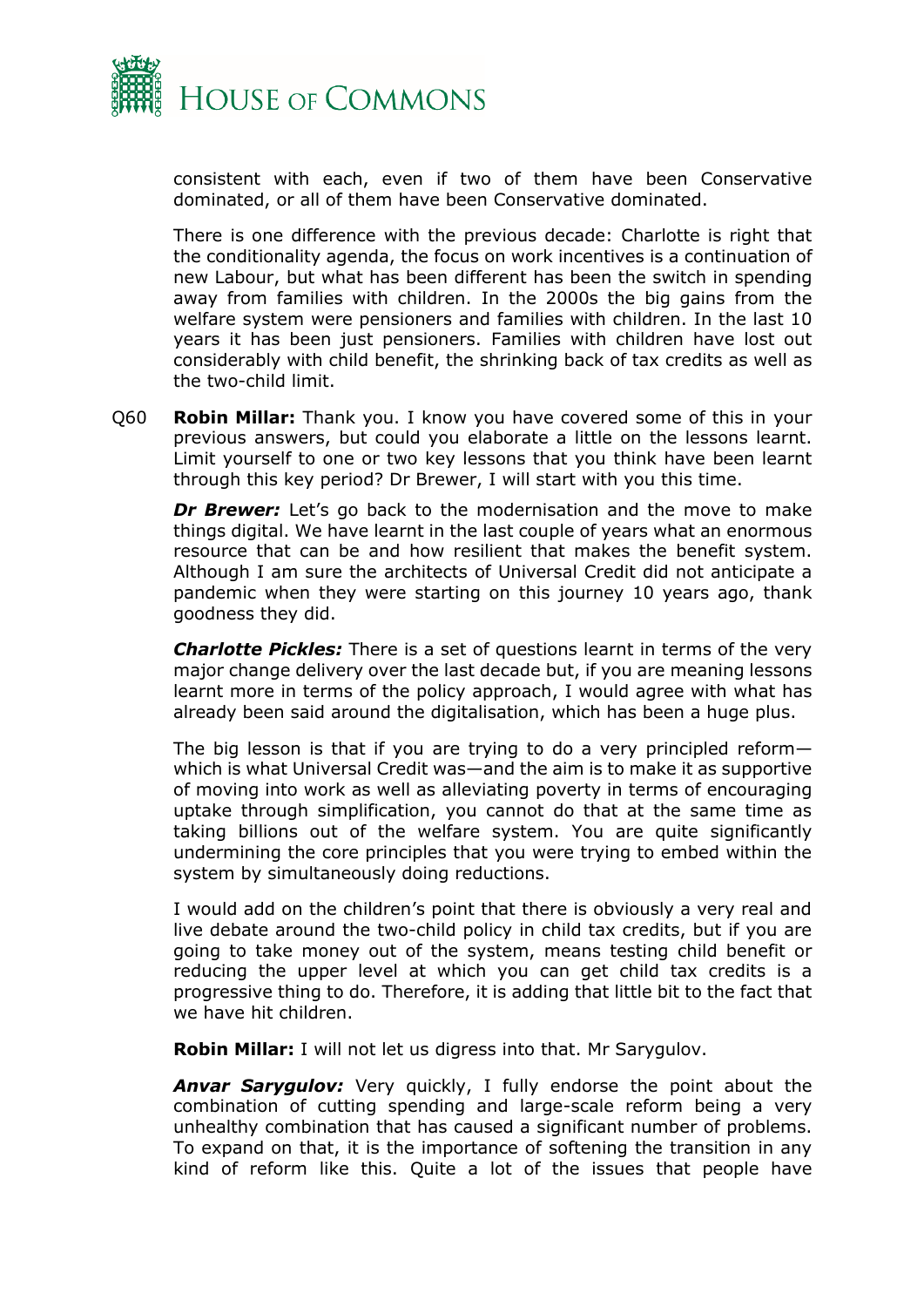consistent with each, even if two of them have been Conservative dominated, or all of them have been Conservative dominated.

There is one difference with the previous decade: Charlotte is right that the conditionality agenda, the focus on work incentives is a continuation of new Labour, but what has been different has been the switch in spending away from families with children. In the 2000s the big gains from the welfare system were pensioners and families with children. In the last 10 years it has been just pensioners. Families with children have lost out considerably with child benefit, the shrinking back of tax credits as well as the two-child limit.

Q60 **Robin Millar:** Thank you. I know you have covered some of this in your previous answers, but could you elaborate a little on the lessons learnt. Limit yourself to one or two key lessons that you think have been learnt through this key period? Dr Brewer, I will start with you this time.

***Dr Brewer:*** Let's go back to the modernisation and the move to make things digital. We have learnt in the last couple of years what an enormous resource that can be and how resilient that makes the benefit system. Although I am sure the architects of Universal Credit did not anticipate a pandemic when they were starting on this journey 10 years ago, thank goodness they did.

***Charlotte Pickles:*** There is a set of questions learnt in terms of the very major change delivery over the last decade but, if you are meaning lessons learnt more in terms of the policy approach, I would agree with what has already been said around the digitalisation, which has been a huge plus.

The big lesson is that if you are trying to do a very principled reform—which is what Universal Credit was—and the aim is to make it as supportive of moving into work as well as alleviating poverty in terms of encouraging uptake through simplification, you cannot do that at the same time as taking billions out of the welfare system. You are quite significantly undermining the core principles that you were trying to embed within the system by simultaneously doing reductions.

I would add on the children's point that there is obviously a very real and live debate around the two-child policy in child tax credits, but if you are going to take money out of the system, means testing child benefit or reducing the upper level at which you can get child tax credits is a progressive thing to do. Therefore, it is adding that little bit to the fact that we have hit children.

**Robin Millar:** I will not let us digress into that. Mr Sarygulov.

***Anvar Sarygulov:*** Very quickly, I fully endorse the point about the combination of cutting spending and large-scale reform being a very unhealthy combination that has caused a significant number of problems. To expand on that, it is the importance of softening the transition in any kind of reform like this. Quite a lot of the issues that people have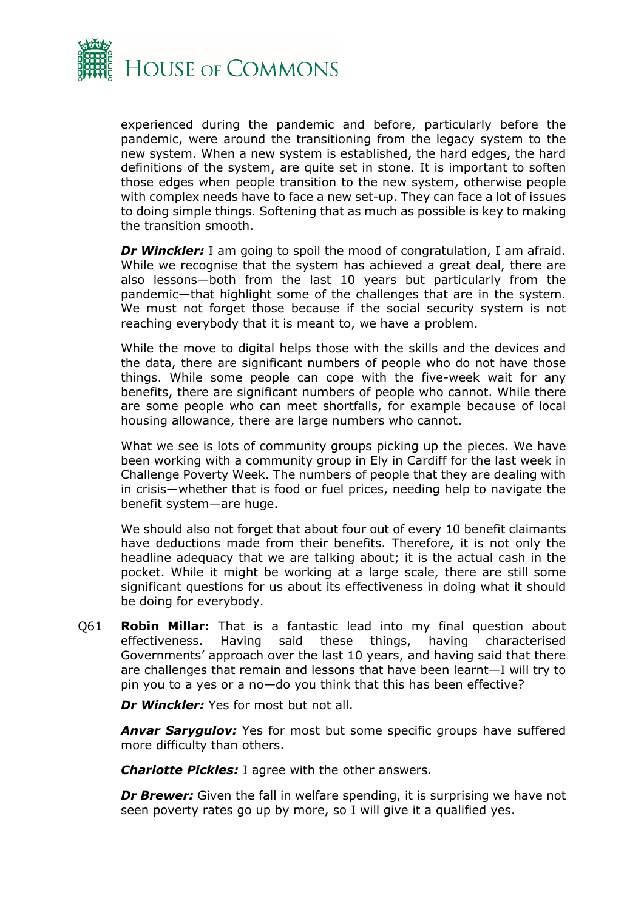experienced during the pandemic and before, particularly before the pandemic, were around the transitioning from the legacy system to the new system. When a new system is established, the hard edges, the hard definitions of the system, are quite set in stone. It is important to soften those edges when people transition to the new system, otherwise people with complex needs have to face a new set-up. They can face a lot of issues to doing simple things. Softening that as much as possible is key to making the transition smooth.

***Dr Winckler:*** I am going to spoil the mood of congratulation, I am afraid. While we recognise that the system has achieved a great deal, there are also lessons—both from the last 10 years but particularly from the pandemic—that highlight some of the challenges that are in the system. We must not forget those because if the social security system is not reaching everybody that it is meant to, we have a problem.

While the move to digital helps those with the skills and the devices and the data, there are significant numbers of people who do not have those things. While some people can cope with the five-week wait for any benefits, there are significant numbers of people who cannot. While there are some people who can meet shortfalls, for example because of local housing allowance, there are large numbers who cannot.

What we see is lots of community groups picking up the pieces. We have been working with a community group in Ely in Cardiff for the last week in Challenge Poverty Week. The numbers of people that they are dealing with in crisis—whether that is food or fuel prices, needing help to navigate the benefit system—are huge.

We should also not forget that about four out of every 10 benefit claimants have deductions made from their benefits. Therefore, it is not only the headline adequacy that we are talking about; it is the actual cash in the pocket. While it might be working at a large scale, there are still some significant questions for us about its effectiveness in doing what it should be doing for everybody.

Q61 **Robin Millar:** That is a fantastic lead into my final question about effectiveness. Having said these things, having characterised Governments' approach over the last 10 years, and having said that there are challenges that remain and lessons that have been learnt—I will try to pin you to a yes or a no—do you think that this has been effective?

***Dr Winckler:*** Yes for most but not all.

***Anvar Sarygulov:*** Yes for most but some specific groups have suffered more difficulty than others.

***Charlotte Pickles:*** I agree with the other answers.

***Dr Brewer:*** Given the fall in welfare spending, it is surprising we have not seen poverty rates go up by more, so I will give it a qualified yes.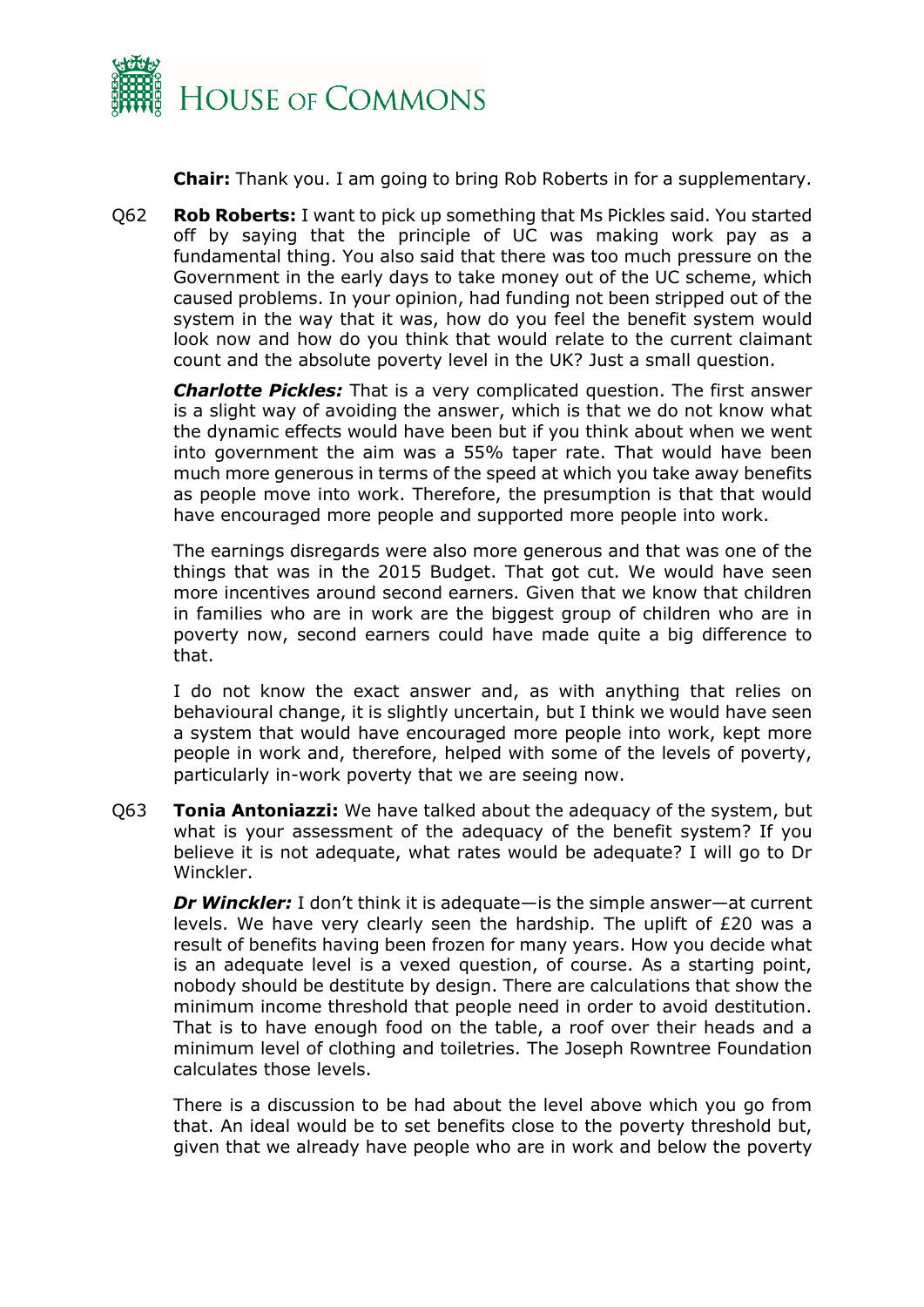**Chair:** Thank you. I am going to bring Rob Roberts in for a supplementary.

Q62 **Rob Roberts:** I want to pick up something that Ms Pickles said. You started off by saying that the principle of UC was making work pay as a fundamental thing. You also said that there was too much pressure on the Government in the early days to take money out of the UC scheme, which caused problems. In your opinion, had funding not been stripped out of the system in the way that it was, how do you feel the benefit system would look now and how do you think that would relate to the current claimant count and the absolute poverty level in the UK? Just a small question.

***Charlotte Pickles:*** That is a very complicated question. The first answer is a slight way of avoiding the answer, which is that we do not know what the dynamic effects would have been but if you think about when we went into government the aim was a 55% taper rate. That would have been much more generous in terms of the speed at which you take away benefits as people move into work. Therefore, the presumption is that that would have encouraged more people and supported more people into work.

The earnings disregards were also more generous and that was one of the things that was in the 2015 Budget. That got cut. We would have seen more incentives around second earners. Given that we know that children in families who are in work are the biggest group of children who are in poverty now, second earners could have made quite a big difference to that.

I do not know the exact answer and, as with anything that relies on behavioural change, it is slightly uncertain, but I think we would have seen a system that would have encouraged more people into work, kept more people in work and, therefore, helped with some of the levels of poverty, particularly in-work poverty that we are seeing now.

Q63 **Tonia Antoniazzi:** We have talked about the adequacy of the system, but what is your assessment of the adequacy of the benefit system? If you believe it is not adequate, what rates would be adequate? I will go to Dr Winckler.

***Dr Winckler:*** I don't think it is adequate—is the simple answer—at current levels. We have very clearly seen the hardship. The uplift of £20 was a result of benefits having been frozen for many years. How you decide what is an adequate level is a vexed question, of course. As a starting point, nobody should be destitute by design. There are calculations that show the minimum income threshold that people need in order to avoid destitution. That is to have enough food on the table, a roof over their heads and a minimum level of clothing and toiletries. The Joseph Rowntree Foundation calculates those levels.

There is a discussion to be had about the level above which you go from that. An ideal would be to set benefits close to the poverty threshold but, given that we already have people who are in work and below the poverty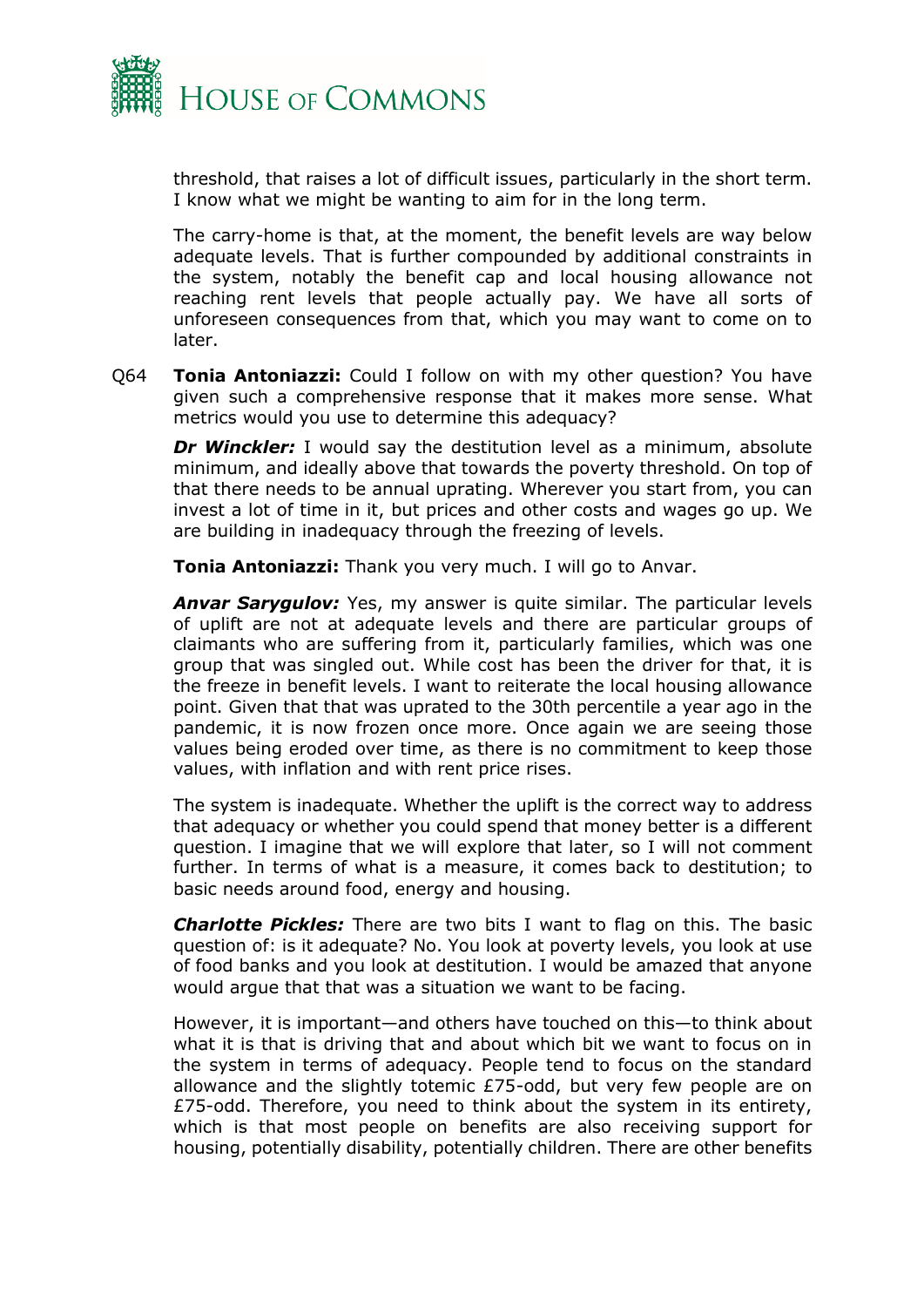threshold, that raises a lot of difficult issues, particularly in the short term. I know what we might be wanting to aim for in the long term.

The carry-home is that, at the moment, the benefit levels are way below adequate levels. That is further compounded by additional constraints in the system, notably the benefit cap and local housing allowance not reaching rent levels that people actually pay. We have all sorts of unforeseen consequences from that, which you may want to come on to later.

Q64 **Tonia Antoniazzi:** Could I follow on with my other question? You have given such a comprehensive response that it makes more sense. What metrics would you use to determine this adequacy?

***Dr Winckler:*** I would say the destitution level as a minimum, absolute minimum, and ideally above that towards the poverty threshold. On top of that there needs to be annual uprating. Wherever you start from, you can invest a lot of time in it, but prices and other costs and wages go up. We are building in inadequacy through the freezing of levels.

**Tonia Antoniazzi:** Thank you very much. I will go to Anvar.

***Anvar Sarygulov:*** Yes, my answer is quite similar. The particular levels of uplift are not at adequate levels and there are particular groups of claimants who are suffering from it, particularly families, which was one group that was singled out. While cost has been the driver for that, it is the freeze in benefit levels. I want to reiterate the local housing allowance point. Given that that was uprated to the 30th percentile a year ago in the pandemic, it is now frozen once more. Once again we are seeing those values being eroded over time, as there is no commitment to keep those values, with inflation and with rent price rises.

The system is inadequate. Whether the uplift is the correct way to address that adequacy or whether you could spend that money better is a different question. I imagine that we will explore that later, so I will not comment further. In terms of what is a measure, it comes back to destitution; to basic needs around food, energy and housing.

***Charlotte Pickles:*** There are two bits I want to flag on this. The basic question of: is it adequate? No. You look at poverty levels, you look at use of food banks and you look at destitution. I would be amazed that anyone would argue that that was a situation we want to be facing.

However, it is important—and others have touched on this—to think about what it is that is driving that and about which bit we want to focus on in the system in terms of adequacy. People tend to focus on the standard allowance and the slightly totemic £75-odd, but very few people are on £75-odd. Therefore, you need to think about the system in its entirety, which is that most people on benefits are also receiving support for housing, potentially disability, potentially children. There are other benefits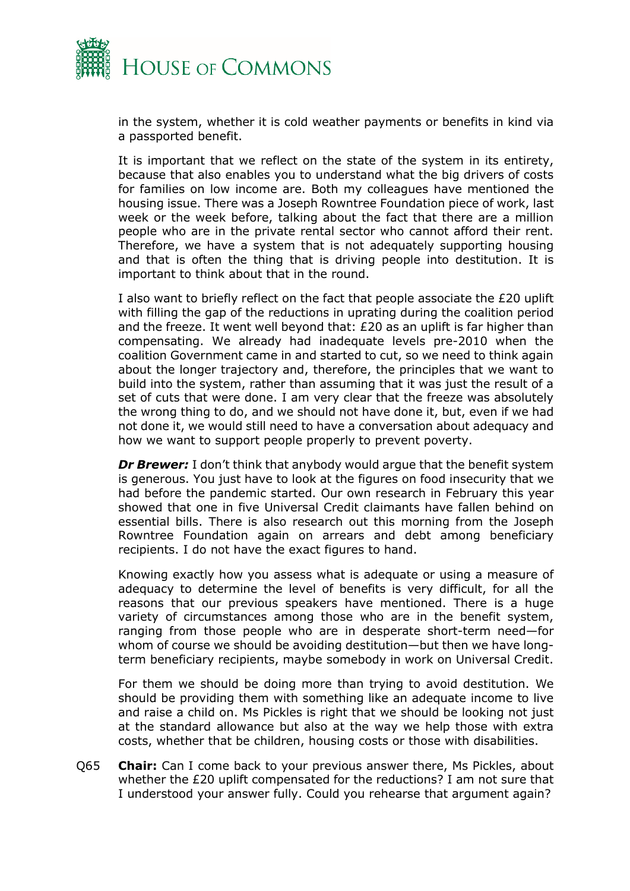in the system, whether it is cold weather payments or benefits in kind via a passported benefit.

It is important that we reflect on the state of the system in its entirety, because that also enables you to understand what the big drivers of costs for families on low income are. Both my colleagues have mentioned the housing issue. There was a Joseph Rowntree Foundation piece of work, last week or the week before, talking about the fact that there are a million people who are in the private rental sector who cannot afford their rent. Therefore, we have a system that is not adequately supporting housing and that is often the thing that is driving people into destitution. It is important to think about that in the round.

I also want to briefly reflect on the fact that people associate the £20 uplift with filling the gap of the reductions in uprating during the coalition period and the freeze. It went well beyond that: £20 as an uplift is far higher than compensating. We already had inadequate levels pre-2010 when the coalition Government came in and started to cut, so we need to think again about the longer trajectory and, therefore, the principles that we want to build into the system, rather than assuming that it was just the result of a set of cuts that were done. I am very clear that the freeze was absolutely the wrong thing to do, and we should not have done it, but, even if we had not done it, we would still need to have a conversation about adequacy and how we want to support people properly to prevent poverty.

***Dr Brewer:*** I don't think that anybody would argue that the benefit system is generous. You just have to look at the figures on food insecurity that we had before the pandemic started. Our own research in February this year showed that one in five Universal Credit claimants have fallen behind on essential bills. There is also research out this morning from the Joseph Rowntree Foundation again on arrears and debt among beneficiary recipients. I do not have the exact figures to hand.

Knowing exactly how you assess what is adequate or using a measure of adequacy to determine the level of benefits is very difficult, for all the reasons that our previous speakers have mentioned. There is a huge variety of circumstances among those who are in the benefit system, ranging from those people who are in desperate short-term need—for whom of course we should be avoiding destitution—but then we have long-term beneficiary recipients, maybe somebody in work on Universal Credit.

For them we should be doing more than trying to avoid destitution. We should be providing them with something like an adequate income to live and raise a child on. Ms Pickles is right that we should be looking not just at the standard allowance but also at the way we help those with extra costs, whether that be children, housing costs or those with disabilities.

Q65 **Chair:** Can I come back to your previous answer there, Ms Pickles, about whether the £20 uplift compensated for the reductions? I am not sure that I understood your answer fully. Could you rehearse that argument again?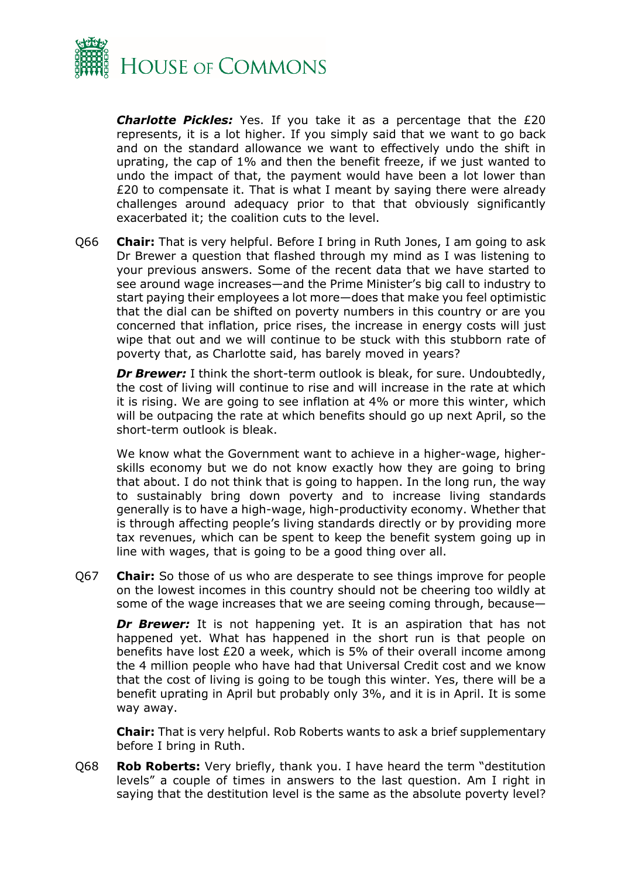***Charlotte Pickles:*** Yes. If you take it as a percentage that the £20 represents, it is a lot higher. If you simply said that we want to go back and on the standard allowance we want to effectively undo the shift in uprating, the cap of 1% and then the benefit freeze, if we just wanted to undo the impact of that, the payment would have been a lot lower than £20 to compensate it. That is what I meant by saying there were already challenges around adequacy prior to that that obviously significantly exacerbated it; the coalition cuts to the level.

Q66 **Chair:** That is very helpful. Before I bring in Ruth Jones, I am going to ask Dr Brewer a question that flashed through my mind as I was listening to your previous answers. Some of the recent data that we have started to see around wage increases—and the Prime Minister's big call to industry to start paying their employees a lot more—does that make you feel optimistic that the dial can be shifted on poverty numbers in this country or are you concerned that inflation, price rises, the increase in energy costs will just wipe that out and we will continue to be stuck with this stubborn rate of poverty that, as Charlotte said, has barely moved in years?

***Dr Brewer:*** I think the short-term outlook is bleak, for sure. Undoubtedly, the cost of living will continue to rise and will increase in the rate at which it is rising. We are going to see inflation at 4% or more this winter, which will be outpacing the rate at which benefits should go up next April, so the short-term outlook is bleak.

We know what the Government want to achieve in a higher-wage, higher-skills economy but we do not know exactly how they are going to bring that about. I do not think that is going to happen. In the long run, the way to sustainably bring down poverty and to increase living standards generally is to have a high-wage, high-productivity economy. Whether that is through affecting people's living standards directly or by providing more tax revenues, which can be spent to keep the benefit system going up in line with wages, that is going to be a good thing over all.

Q67 **Chair:** So those of us who are desperate to see things improve for people on the lowest incomes in this country should not be cheering too wildly at some of the wage increases that we are seeing coming through, because—

***Dr Brewer:*** It is not happening yet. It is an aspiration that has not happened yet. What has happened in the short run is that people on benefits have lost £20 a week, which is 5% of their overall income among the 4 million people who have had that Universal Credit cost and we know that the cost of living is going to be tough this winter. Yes, there will be a benefit uprating in April but probably only 3%, and it is in April. It is some way away.

**Chair:** That is very helpful. Rob Roberts wants to ask a brief supplementary before I bring in Ruth.

Q68 **Rob Roberts:** Very briefly, thank you. I have heard the term "destitution levels" a couple of times in answers to the last question. Am I right in saying that the destitution level is the same as the absolute poverty level?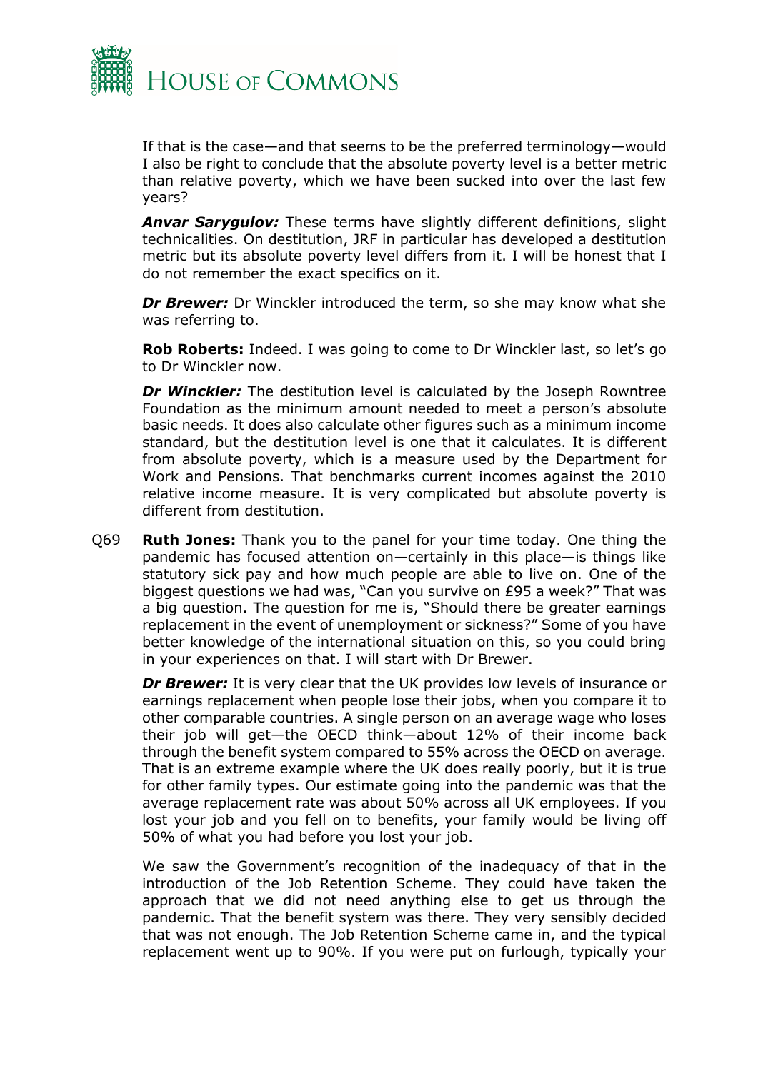If that is the case—and that seems to be the preferred terminology—would I also be right to conclude that the absolute poverty level is a better metric than relative poverty, which we have been sucked into over the last few years?

***Anvar Sarygulov:*** These terms have slightly different definitions, slight technicalities. On destitution, JRF in particular has developed a destitution metric but its absolute poverty level differs from it. I will be honest that I do not remember the exact specifics on it.

***Dr Brewer:*** Dr Winckler introduced the term, so she may know what she was referring to.

**Rob Roberts:** Indeed. I was going to come to Dr Winckler last, so let's go to Dr Winckler now.

***Dr Winckler:*** The destitution level is calculated by the Joseph Rowntree Foundation as the minimum amount needed to meet a person's absolute basic needs. It does also calculate other figures such as a minimum income standard, but the destitution level is one that it calculates. It is different from absolute poverty, which is a measure used by the Department for Work and Pensions. That benchmarks current incomes against the 2010 relative income measure. It is very complicated but absolute poverty is different from destitution.

Q69 **Ruth Jones:** Thank you to the panel for your time today. One thing the pandemic has focused attention on—certainly in this place—is things like statutory sick pay and how much people are able to live on. One of the biggest questions we had was, "Can you survive on £95 a week?" That was a big question. The question for me is, "Should there be greater earnings replacement in the event of unemployment or sickness?" Some of you have better knowledge of the international situation on this, so you could bring in your experiences on that. I will start with Dr Brewer.

***Dr Brewer:*** It is very clear that the UK provides low levels of insurance or earnings replacement when people lose their jobs, when you compare it to other comparable countries. A single person on an average wage who loses their job will get—the OECD think—about 12% of their income back through the benefit system compared to 55% across the OECD on average. That is an extreme example where the UK does really poorly, but it is true for other family types. Our estimate going into the pandemic was that the average replacement rate was about 50% across all UK employees. If you lost your job and you fell on to benefits, your family would be living off 50% of what you had before you lost your job.

We saw the Government's recognition of the inadequacy of that in the introduction of the Job Retention Scheme. They could have taken the approach that we did not need anything else to get us through the pandemic. That the benefit system was there. They very sensibly decided that was not enough. The Job Retention Scheme came in, and the typical replacement went up to 90%. If you were put on furlough, typically your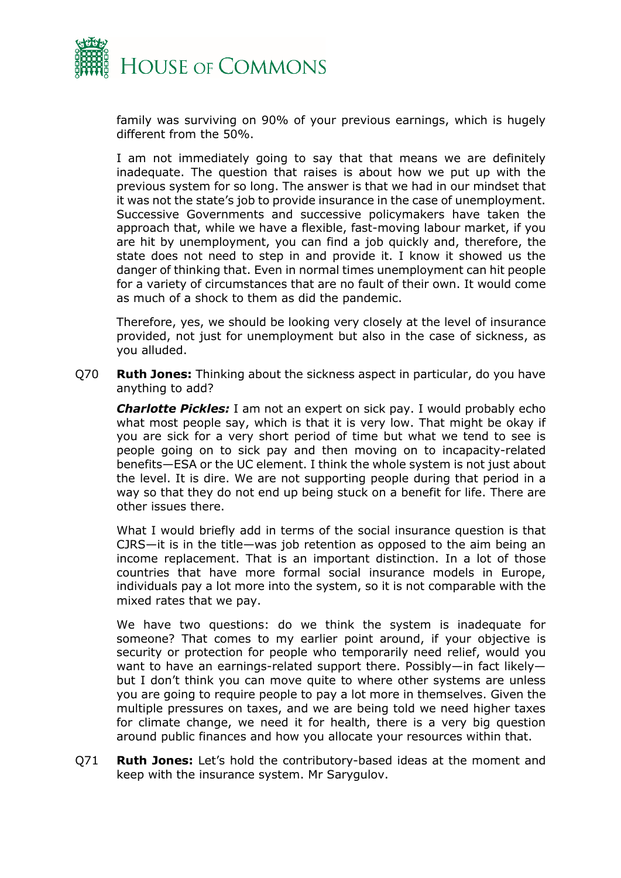family was surviving on 90% of your previous earnings, which is hugely different from the 50%.

I am not immediately going to say that that means we are definitely inadequate. The question that raises is about how we put up with the previous system for so long. The answer is that we had in our mindset that it was not the state's job to provide insurance in the case of unemployment. Successive Governments and successive policymakers have taken the approach that, while we have a flexible, fast-moving labour market, if you are hit by unemployment, you can find a job quickly and, therefore, the state does not need to step in and provide it. I know it showed us the danger of thinking that. Even in normal times unemployment can hit people for a variety of circumstances that are no fault of their own. It would come as much of a shock to them as did the pandemic.

Therefore, yes, we should be looking very closely at the level of insurance provided, not just for unemployment but also in the case of sickness, as you alluded.

Q70 **Ruth Jones:** Thinking about the sickness aspect in particular, do you have anything to add?

***Charlotte Pickles:*** I am not an expert on sick pay. I would probably echo what most people say, which is that it is very low. That might be okay if you are sick for a very short period of time but what we tend to see is people going on to sick pay and then moving on to incapacity-related benefits—ESA or the UC element. I think the whole system is not just about the level. It is dire. We are not supporting people during that period in a way so that they do not end up being stuck on a benefit for life. There are other issues there.

What I would briefly add in terms of the social insurance question is that CJRS—it is in the title—was job retention as opposed to the aim being an income replacement. That is an important distinction. In a lot of those countries that have more formal social insurance models in Europe, individuals pay a lot more into the system, so it is not comparable with the mixed rates that we pay.

We have two questions: do we think the system is inadequate for someone? That comes to my earlier point around, if your objective is security or protection for people who temporarily need relief, would you want to have an earnings-related support there. Possibly—in fact likely—but I don't think you can move quite to where other systems are unless you are going to require people to pay a lot more in themselves. Given the multiple pressures on taxes, and we are being told we need higher taxes for climate change, we need it for health, there is a very big question around public finances and how you allocate your resources within that.

Q71 **Ruth Jones:** Let's hold the contributory-based ideas at the moment and keep with the insurance system. Mr Sarygulov.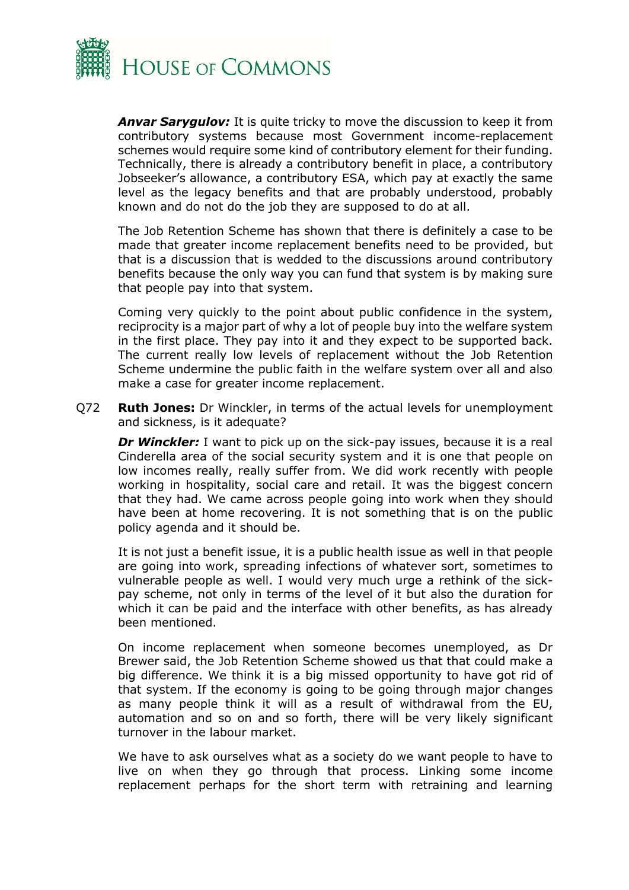***Anvar Sarygulov:*** It is quite tricky to move the discussion to keep it from contributory systems because most Government income-replacement schemes would require some kind of contributory element for their funding. Technically, there is already a contributory benefit in place, a contributory Jobseeker's allowance, a contributory ESA, which pay at exactly the same level as the legacy benefits and that are probably understood, probably known and do not do the job they are supposed to do at all.

The Job Retention Scheme has shown that there is definitely a case to be made that greater income replacement benefits need to be provided, but that is a discussion that is wedded to the discussions around contributory benefits because the only way you can fund that system is by making sure that people pay into that system.

Coming very quickly to the point about public confidence in the system, reciprocity is a major part of why a lot of people buy into the welfare system in the first place. They pay into it and they expect to be supported back. The current really low levels of replacement without the Job Retention Scheme undermine the public faith in the welfare system over all and also make a case for greater income replacement.

Q72 **Ruth Jones:** Dr Winckler, in terms of the actual levels for unemployment and sickness, is it adequate?

***Dr Winckler:*** I want to pick up on the sick-pay issues, because it is a real Cinderella area of the social security system and it is one that people on low incomes really, really suffer from. We did work recently with people working in hospitality, social care and retail. It was the biggest concern that they had. We came across people going into work when they should have been at home recovering. It is not something that is on the public policy agenda and it should be.

It is not just a benefit issue, it is a public health issue as well in that people are going into work, spreading infections of whatever sort, sometimes to vulnerable people as well. I would very much urge a rethink of the sick-pay scheme, not only in terms of the level of it but also the duration for which it can be paid and the interface with other benefits, as has already been mentioned.

On income replacement when someone becomes unemployed, as Dr Brewer said, the Job Retention Scheme showed us that that could make a big difference. We think it is a big missed opportunity to have got rid of that system. If the economy is going to be going through major changes as many people think it will as a result of withdrawal from the EU, automation and so on and so forth, there will be very likely significant turnover in the labour market.

We have to ask ourselves what as a society do we want people to have to live on when they go through that process. Linking some income replacement perhaps for the short term with retraining and learning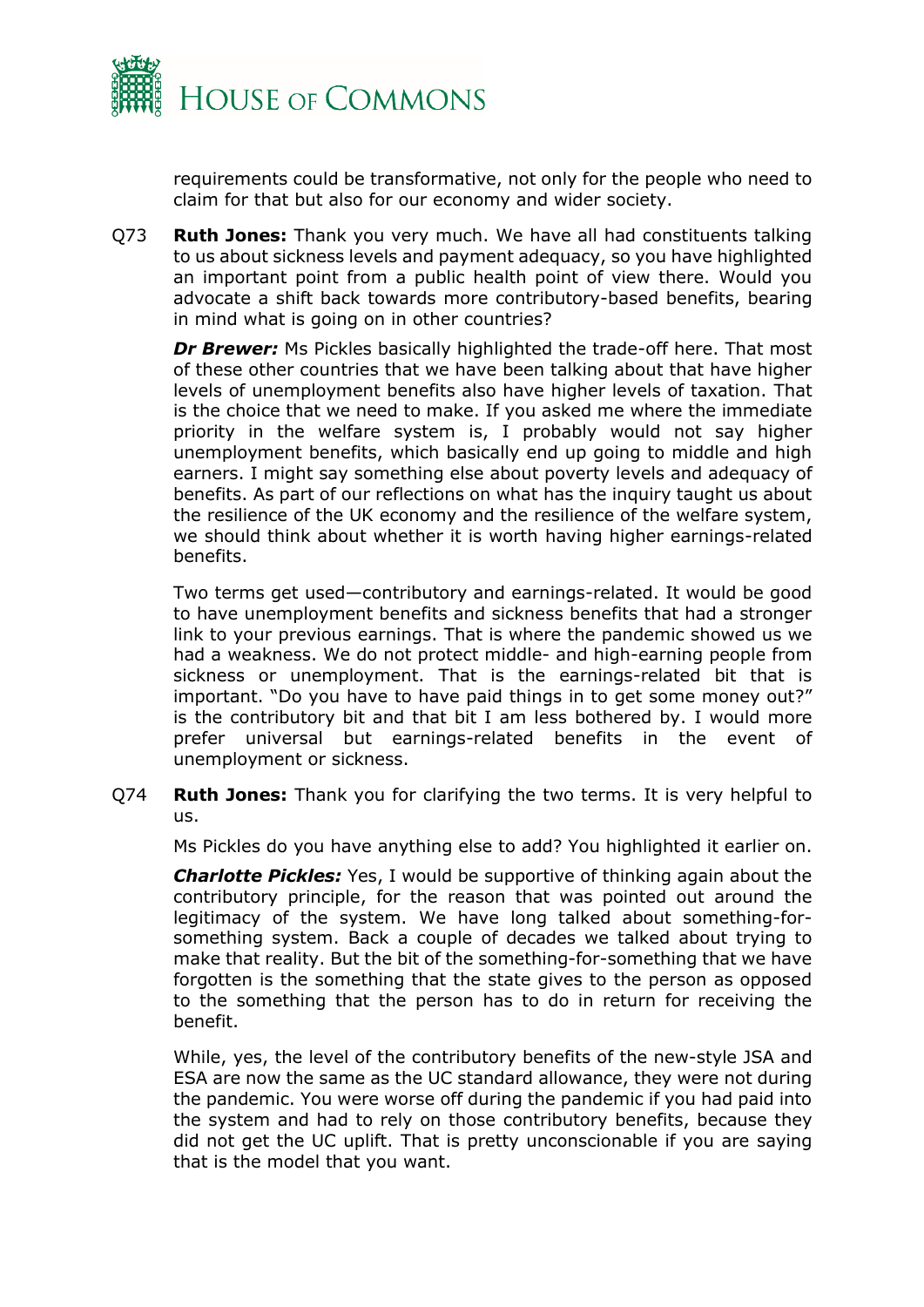requirements could be transformative, not only for the people who need to claim for that but also for our economy and wider society.

Q73 **Ruth Jones:** Thank you very much. We have all had constituents talking to us about sickness levels and payment adequacy, so you have highlighted an important point from a public health point of view there. Would you advocate a shift back towards more contributory-based benefits, bearing in mind what is going on in other countries?

***Dr Brewer:*** Ms Pickles basically highlighted the trade-off here. That most of these other countries that we have been talking about that have higher levels of unemployment benefits also have higher levels of taxation. That is the choice that we need to make. If you asked me where the immediate priority in the welfare system is, I probably would not say higher unemployment benefits, which basically end up going to middle and high earners. I might say something else about poverty levels and adequacy of benefits. As part of our reflections on what has the inquiry taught us about the resilience of the UK economy and the resilience of the welfare system, we should think about whether it is worth having higher earnings-related benefits.

Two terms get used—contributory and earnings-related. It would be good to have unemployment benefits and sickness benefits that had a stronger link to your previous earnings. That is where the pandemic showed us we had a weakness. We do not protect middle- and high-earning people from sickness or unemployment. That is the earnings-related bit that is important. "Do you have to have paid things in to get some money out?" is the contributory bit and that bit I am less bothered by. I would more prefer universal but earnings-related benefits in the event of unemployment or sickness.

Q74 **Ruth Jones:** Thank you for clarifying the two terms. It is very helpful to us.

Ms Pickles do you have anything else to add? You highlighted it earlier on.

***Charlotte Pickles:*** Yes, I would be supportive of thinking again about the contributory principle, for the reason that was pointed out around the legitimacy of the system. We have long talked about something-for-something system. Back a couple of decades we talked about trying to make that reality. But the bit of the something-for-something that we have forgotten is the something that the state gives to the person as opposed to the something that the person has to do in return for receiving the benefit.

While, yes, the level of the contributory benefits of the new-style JSA and ESA are now the same as the UC standard allowance, they were not during the pandemic. You were worse off during the pandemic if you had paid into the system and had to rely on those contributory benefits, because they did not get the UC uplift. That is pretty unconscionable if you are saying that is the model that you want.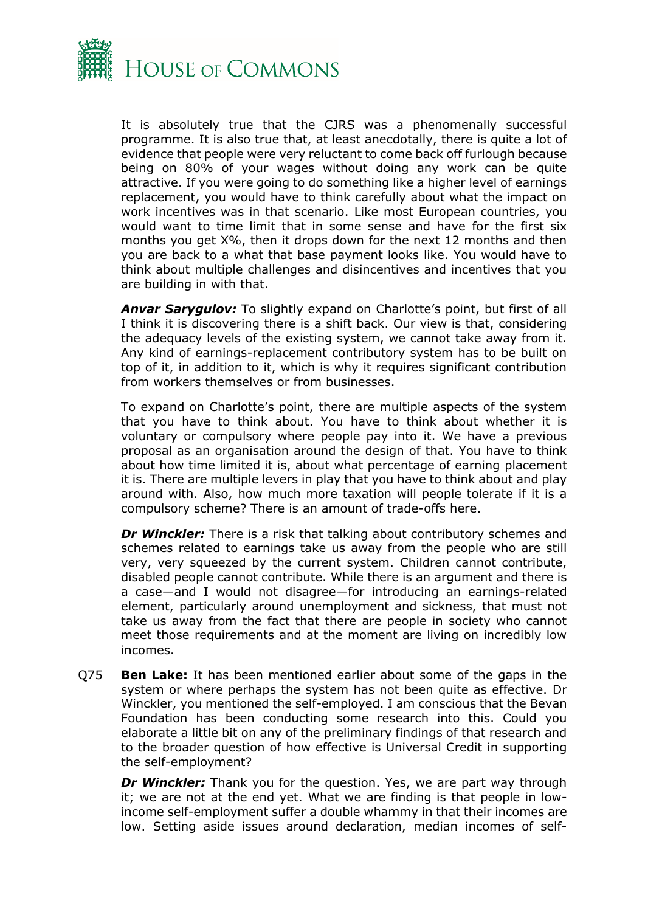It is absolutely true that the CJRS was a phenomenally successful programme. It is also true that, at least anecdotally, there is quite a lot of evidence that people were very reluctant to come back off furlough because being on 80% of your wages without doing any work can be quite attractive. If you were going to do something like a higher level of earnings replacement, you would have to think carefully about what the impact on work incentives was in that scenario. Like most European countries, you would want to time limit that in some sense and have for the first six months you get X%, then it drops down for the next 12 months and then you are back to a what that base payment looks like. You would have to think about multiple challenges and disincentives and incentives that you are building in with that.

***Anvar Sarygulov:*** To slightly expand on Charlotte's point, but first of all I think it is discovering there is a shift back. Our view is that, considering the adequacy levels of the existing system, we cannot take away from it. Any kind of earnings-replacement contributory system has to be built on top of it, in addition to it, which is why it requires significant contribution from workers themselves or from businesses.

To expand on Charlotte's point, there are multiple aspects of the system that you have to think about. You have to think about whether it is voluntary or compulsory where people pay into it. We have a previous proposal as an organisation around the design of that. You have to think about how time limited it is, about what percentage of earning placement it is. There are multiple levers in play that you have to think about and play around with. Also, how much more taxation will people tolerate if it is a compulsory scheme? There is an amount of trade-offs here.

***Dr Winckler:*** There is a risk that talking about contributory schemes and schemes related to earnings take us away from the people who are still very, very squeezed by the current system. Children cannot contribute, disabled people cannot contribute. While there is an argument and there is a case—and I would not disagree—for introducing an earnings-related element, particularly around unemployment and sickness, that must not take us away from the fact that there are people in society who cannot meet those requirements and at the moment are living on incredibly low incomes.

Q75 **Ben Lake:** It has been mentioned earlier about some of the gaps in the system or where perhaps the system has not been quite as effective. Dr Winckler, you mentioned the self-employed. I am conscious that the Bevan Foundation has been conducting some research into this. Could you elaborate a little bit on any of the preliminary findings of that research and to the broader question of how effective is Universal Credit in supporting the self-employment?

***Dr Winckler:*** Thank you for the question. Yes, we are part way through it; we are not at the end yet. What we are finding is that people in low-income self-employment suffer a double whammy in that their incomes are low. Setting aside issues around declaration, median incomes of self-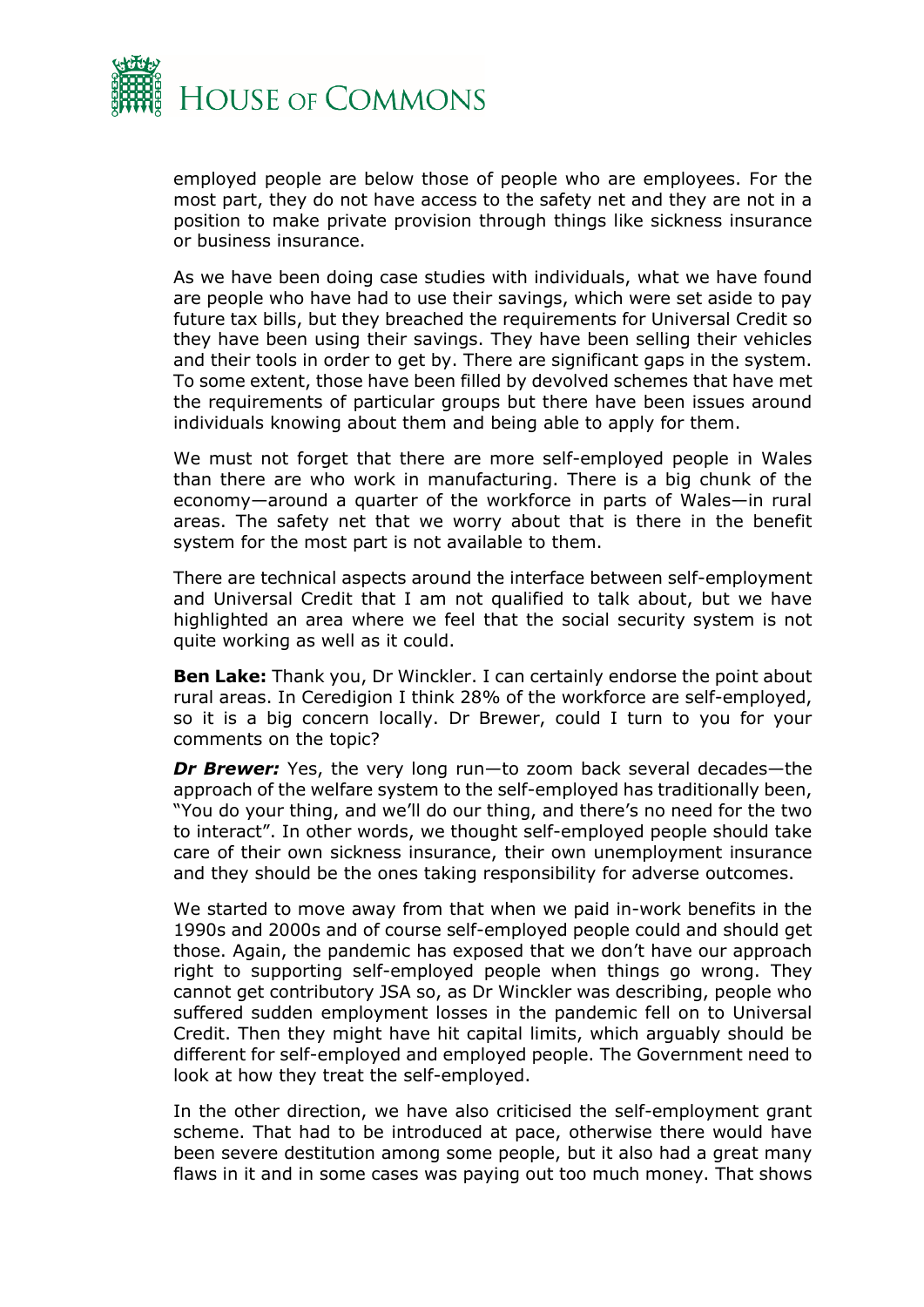employed people are below those of people who are employees. For the most part, they do not have access to the safety net and they are not in a position to make private provision through things like sickness insurance or business insurance.

As we have been doing case studies with individuals, what we have found are people who have had to use their savings, which were set aside to pay future tax bills, but they breached the requirements for Universal Credit so they have been using their savings. They have been selling their vehicles and their tools in order to get by. There are significant gaps in the system. To some extent, those have been filled by devolved schemes that have met the requirements of particular groups but there have been issues around individuals knowing about them and being able to apply for them.

We must not forget that there are more self-employed people in Wales than there are who work in manufacturing. There is a big chunk of the economy—around a quarter of the workforce in parts of Wales—in rural areas. The safety net that we worry about that is there in the benefit system for the most part is not available to them.

There are technical aspects around the interface between self-employment and Universal Credit that I am not qualified to talk about, but we have highlighted an area where we feel that the social security system is not quite working as well as it could.

**Ben Lake:** Thank you, Dr Winckler. I can certainly endorse the point about rural areas. In Ceredigion I think 28% of the workforce are self-employed, so it is a big concern locally. Dr Brewer, could I turn to you for your comments on the topic?

***Dr Brewer:*** Yes, the very long run—to zoom back several decades—the approach of the welfare system to the self-employed has traditionally been, "You do your thing, and we'll do our thing, and there's no need for the two to interact". In other words, we thought self-employed people should take care of their own sickness insurance, their own unemployment insurance and they should be the ones taking responsibility for adverse outcomes.

We started to move away from that when we paid in-work benefits in the 1990s and 2000s and of course self-employed people could and should get those. Again, the pandemic has exposed that we don't have our approach right to supporting self-employed people when things go wrong. They cannot get contributory JSA so, as Dr Winckler was describing, people who suffered sudden employment losses in the pandemic fell on to Universal Credit. Then they might have hit capital limits, which arguably should be different for self-employed and employed people. The Government need to look at how they treat the self-employed.

In the other direction, we have also criticised the self-employment grant scheme. That had to be introduced at pace, otherwise there would have been severe destitution among some people, but it also had a great many flaws in it and in some cases was paying out too much money. That shows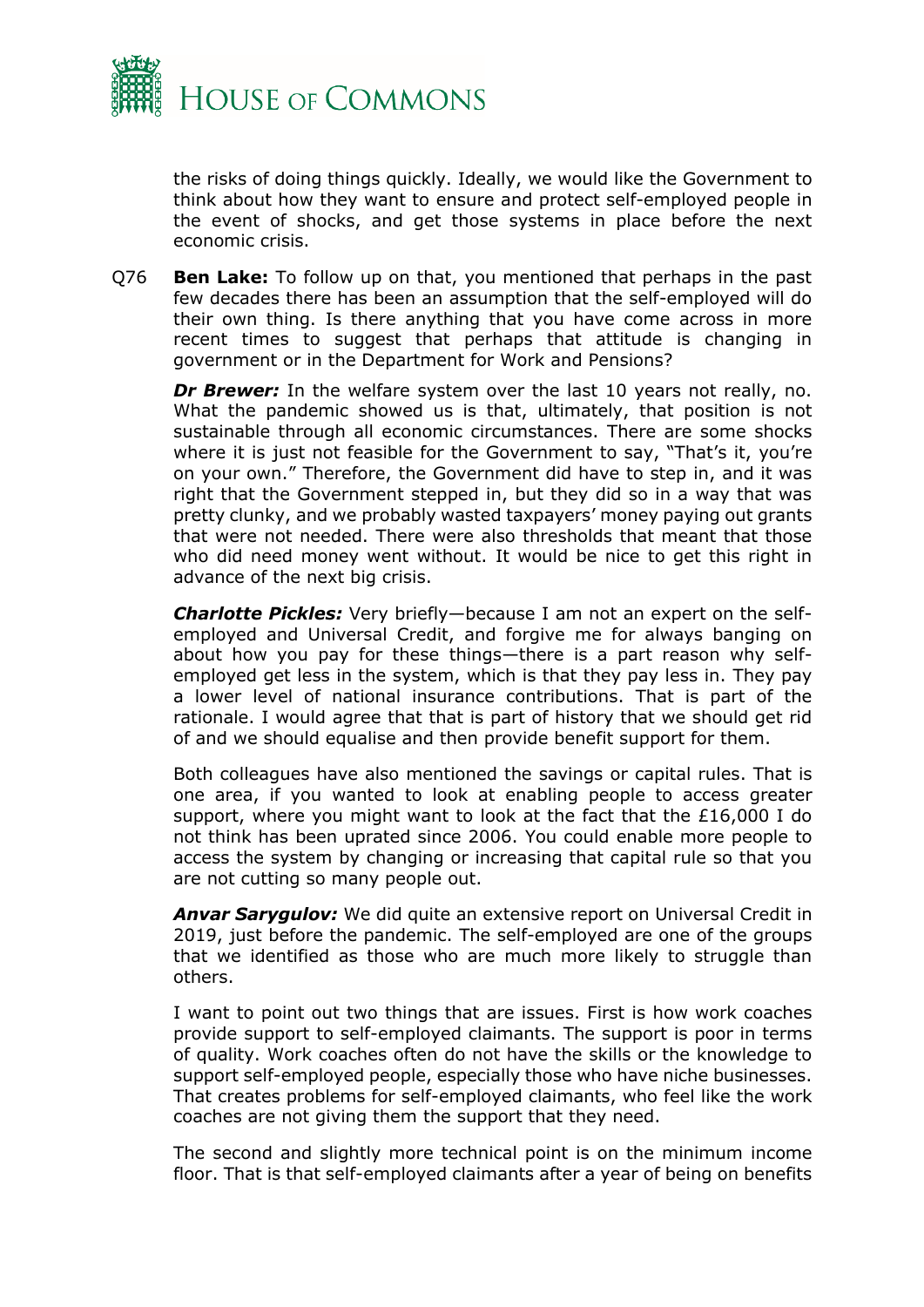the risks of doing things quickly. Ideally, we would like the Government to think about how they want to ensure and protect self-employed people in the event of shocks, and get those systems in place before the next economic crisis.

Q76 **Ben Lake:** To follow up on that, you mentioned that perhaps in the past few decades there has been an assumption that the self-employed will do their own thing. Is there anything that you have come across in more recent times to suggest that perhaps that attitude is changing in government or in the Department for Work and Pensions?

***Dr Brewer:*** In the welfare system over the last 10 years not really, no. What the pandemic showed us is that, ultimately, that position is not sustainable through all economic circumstances. There are some shocks where it is just not feasible for the Government to say, "That's it, you're on your own." Therefore, the Government did have to step in, and it was right that the Government stepped in, but they did so in a way that was pretty clunky, and we probably wasted taxpayers' money paying out grants that were not needed. There were also thresholds that meant that those who did need money went without. It would be nice to get this right in advance of the next big crisis.

***Charlotte Pickles:*** Very briefly—because I am not an expert on the self-employed and Universal Credit, and forgive me for always banging on about how you pay for these things—there is a part reason why self-employed get less in the system, which is that they pay less in. They pay a lower level of national insurance contributions. That is part of the rationale. I would agree that that is part of history that we should get rid of and we should equalise and then provide benefit support for them.

Both colleagues have also mentioned the savings or capital rules. That is one area, if you wanted to look at enabling people to access greater support, where you might want to look at the fact that the £16,000 I do not think has been uprated since 2006. You could enable more people to access the system by changing or increasing that capital rule so that you are not cutting so many people out.

***Anvar Sarygulov:*** We did quite an extensive report on Universal Credit in 2019, just before the pandemic. The self-employed are one of the groups that we identified as those who are much more likely to struggle than others.

I want to point out two things that are issues. First is how work coaches provide support to self-employed claimants. The support is poor in terms of quality. Work coaches often do not have the skills or the knowledge to support self-employed people, especially those who have niche businesses. That creates problems for self-employed claimants, who feel like the work coaches are not giving them the support that they need.

The second and slightly more technical point is on the minimum income floor. That is that self-employed claimants after a year of being on benefits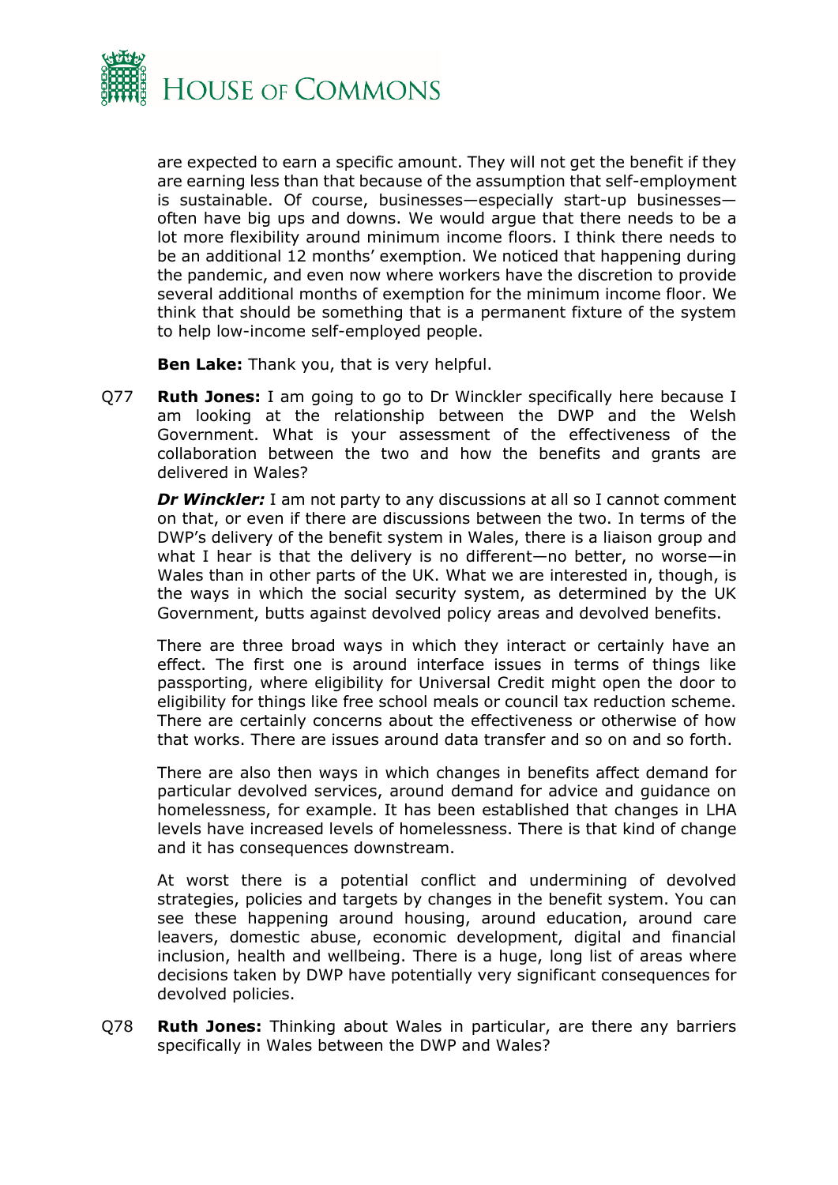are expected to earn a specific amount. They will not get the benefit if they are earning less than that because of the assumption that self-employment is sustainable. Of course, businesses—especially start-up businesses—often have big ups and downs. We would argue that there needs to be a lot more flexibility around minimum income floors. I think there needs to be an additional 12 months' exemption. We noticed that happening during the pandemic, and even now where workers have the discretion to provide several additional months of exemption for the minimum income floor. We think that should be something that is a permanent fixture of the system to help low-income self-employed people.

**Ben Lake:** Thank you, that is very helpful.

Q77 **Ruth Jones:** I am going to go to Dr Winckler specifically here because I am looking at the relationship between the DWP and the Welsh Government. What is your assessment of the effectiveness of the collaboration between the two and how the benefits and grants are delivered in Wales?

***Dr Winckler:*** I am not party to any discussions at all so I cannot comment on that, or even if there are discussions between the two. In terms of the DWP's delivery of the benefit system in Wales, there is a liaison group and what I hear is that the delivery is no different—no better, no worse—in Wales than in other parts of the UK. What we are interested in, though, is the ways in which the social security system, as determined by the UK Government, butts against devolved policy areas and devolved benefits.

There are three broad ways in which they interact or certainly have an effect. The first one is around interface issues in terms of things like passporting, where eligibility for Universal Credit might open the door to eligibility for things like free school meals or council tax reduction scheme. There are certainly concerns about the effectiveness or otherwise of how that works. There are issues around data transfer and so on and so forth.

There are also then ways in which changes in benefits affect demand for particular devolved services, around demand for advice and guidance on homelessness, for example. It has been established that changes in LHA levels have increased levels of homelessness. There is that kind of change and it has consequences downstream.

At worst there is a potential conflict and undermining of devolved strategies, policies and targets by changes in the benefit system. You can see these happening around housing, around education, around care leavers, domestic abuse, economic development, digital and financial inclusion, health and wellbeing. There is a huge, long list of areas where decisions taken by DWP have potentially very significant consequences for devolved policies.

Q78 **Ruth Jones:** Thinking about Wales in particular, are there any barriers specifically in Wales between the DWP and Wales?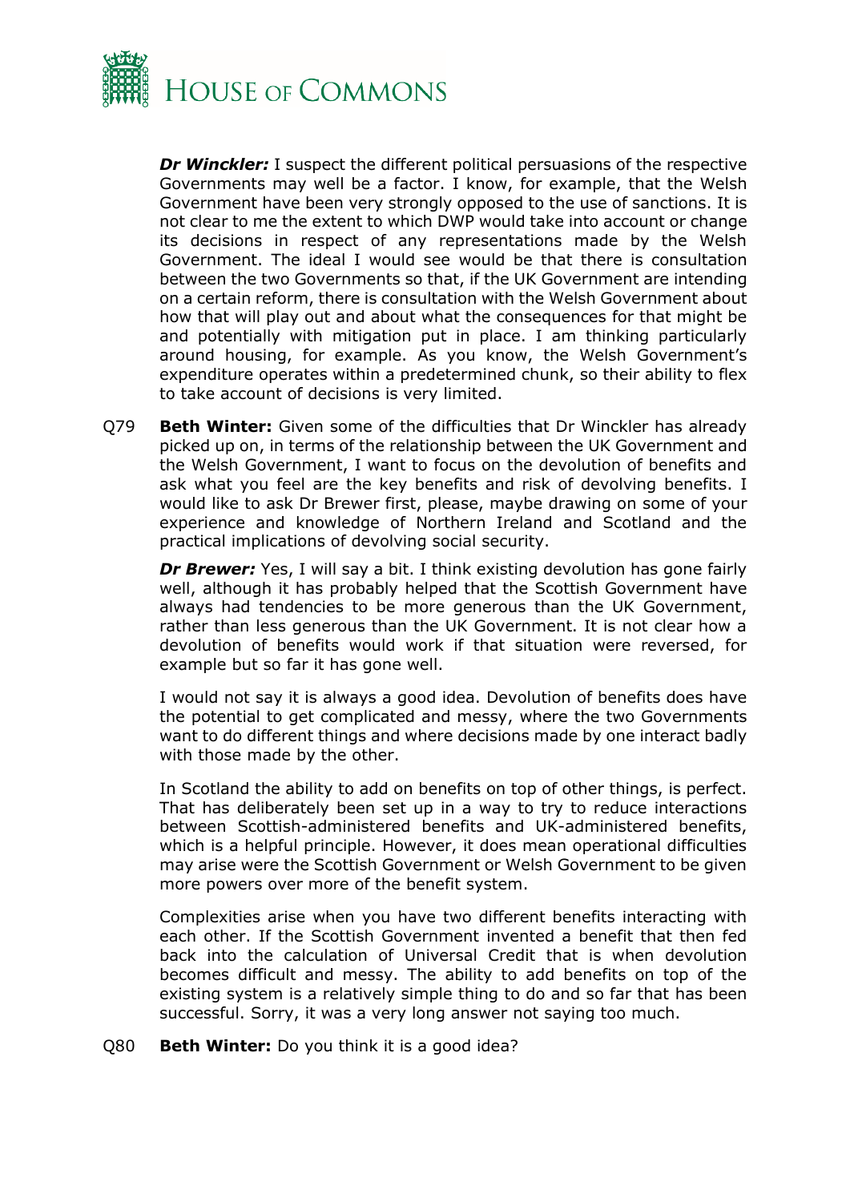***Dr Winckler:*** I suspect the different political persuasions of the respective Governments may well be a factor. I know, for example, that the Welsh Government have been very strongly opposed to the use of sanctions. It is not clear to me the extent to which DWP would take into account or change its decisions in respect of any representations made by the Welsh Government. The ideal I would see would be that there is consultation between the two Governments so that, if the UK Government are intending on a certain reform, there is consultation with the Welsh Government about how that will play out and about what the consequences for that might be and potentially with mitigation put in place. I am thinking particularly around housing, for example. As you know, the Welsh Government's expenditure operates within a predetermined chunk, so their ability to flex to take account of decisions is very limited.

Q79 **Beth Winter:** Given some of the difficulties that Dr Winckler has already picked up on, in terms of the relationship between the UK Government and the Welsh Government, I want to focus on the devolution of benefits and ask what you feel are the key benefits and risk of devolving benefits. I would like to ask Dr Brewer first, please, maybe drawing on some of your experience and knowledge of Northern Ireland and Scotland and the practical implications of devolving social security.

***Dr Brewer:*** Yes, I will say a bit. I think existing devolution has gone fairly well, although it has probably helped that the Scottish Government have always had tendencies to be more generous than the UK Government, rather than less generous than the UK Government. It is not clear how a devolution of benefits would work if that situation were reversed, for example but so far it has gone well.

I would not say it is always a good idea. Devolution of benefits does have the potential to get complicated and messy, where the two Governments want to do different things and where decisions made by one interact badly with those made by the other.

In Scotland the ability to add on benefits on top of other things, is perfect. That has deliberately been set up in a way to try to reduce interactions between Scottish-administered benefits and UK-administered benefits, which is a helpful principle. However, it does mean operational difficulties may arise were the Scottish Government or Welsh Government to be given more powers over more of the benefit system.

Complexities arise when you have two different benefits interacting with each other. If the Scottish Government invented a benefit that then fed back into the calculation of Universal Credit that is when devolution becomes difficult and messy. The ability to add benefits on top of the existing system is a relatively simple thing to do and so far that has been successful. Sorry, it was a very long answer not saying too much.

Q80 **Beth Winter:** Do you think it is a good idea?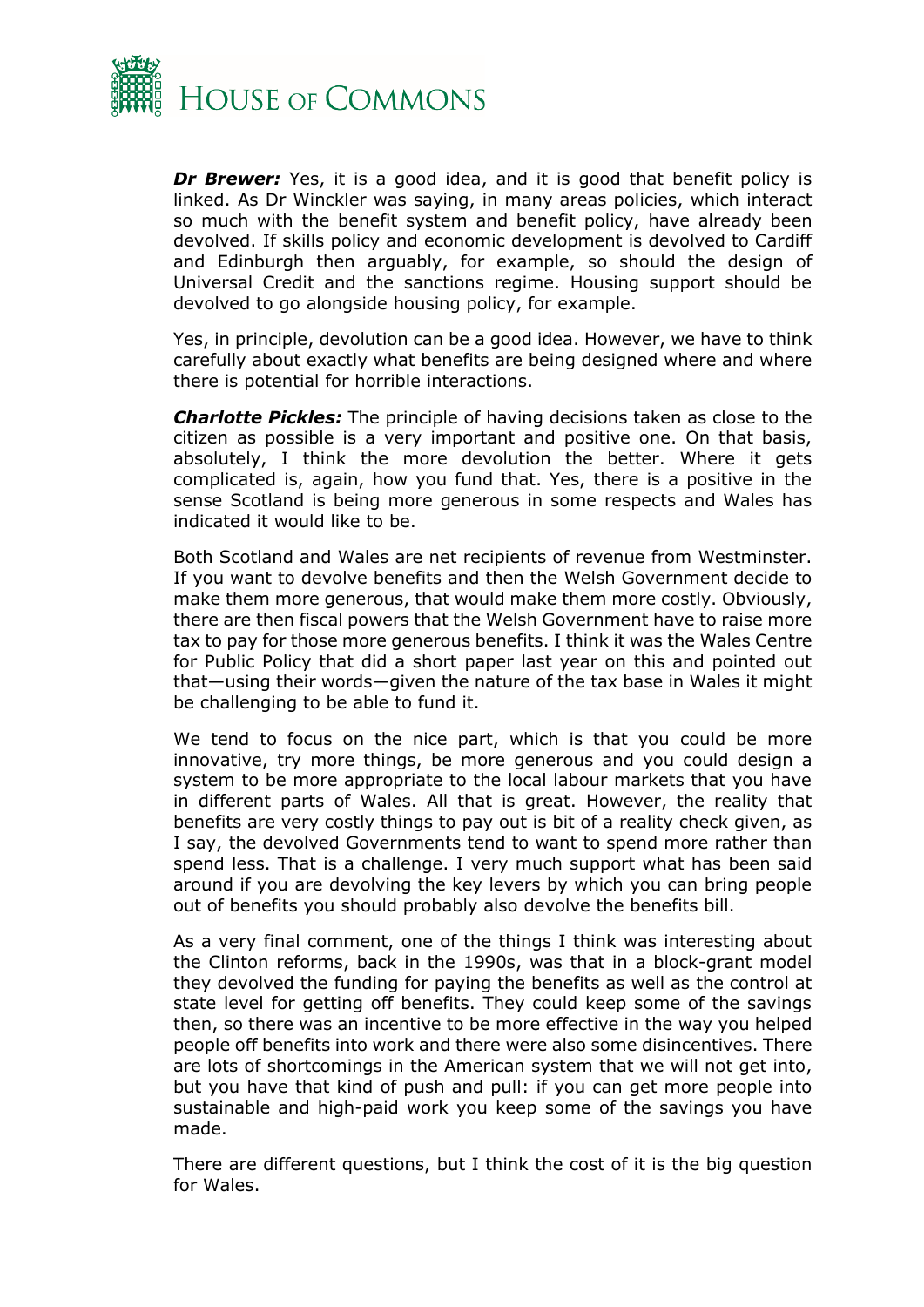***Dr Brewer:*** Yes, it is a good idea, and it is good that benefit policy is linked. As Dr Winckler was saying, in many areas policies, which interact so much with the benefit system and benefit policy, have already been devolved. If skills policy and economic development is devolved to Cardiff and Edinburgh then arguably, for example, so should the design of Universal Credit and the sanctions regime. Housing support should be devolved to go alongside housing policy, for example.

Yes, in principle, devolution can be a good idea. However, we have to think carefully about exactly what benefits are being designed where and where there is potential for horrible interactions.

***Charlotte Pickles:*** The principle of having decisions taken as close to the citizen as possible is a very important and positive one. On that basis, absolutely, I think the more devolution the better. Where it gets complicated is, again, how you fund that. Yes, there is a positive in the sense Scotland is being more generous in some respects and Wales has indicated it would like to be.

Both Scotland and Wales are net recipients of revenue from Westminster. If you want to devolve benefits and then the Welsh Government decide to make them more generous, that would make them more costly. Obviously, there are then fiscal powers that the Welsh Government have to raise more tax to pay for those more generous benefits. I think it was the Wales Centre for Public Policy that did a short paper last year on this and pointed out that—using their words—given the nature of the tax base in Wales it might be challenging to be able to fund it.

We tend to focus on the nice part, which is that you could be more innovative, try more things, be more generous and you could design a system to be more appropriate to the local labour markets that you have in different parts of Wales. All that is great. However, the reality that benefits are very costly things to pay out is bit of a reality check given, as I say, the devolved Governments tend to want to spend more rather than spend less. That is a challenge. I very much support what has been said around if you are devolving the key levers by which you can bring people out of benefits you should probably also devolve the benefits bill.

As a very final comment, one of the things I think was interesting about the Clinton reforms, back in the 1990s, was that in a block-grant model they devolved the funding for paying the benefits as well as the control at state level for getting off benefits. They could keep some of the savings then, so there was an incentive to be more effective in the way you helped people off benefits into work and there were also some disincentives. There are lots of shortcomings in the American system that we will not get into, but you have that kind of push and pull: if you can get more people into sustainable and high-paid work you keep some of the savings you have made.

There are different questions, but I think the cost of it is the big question for Wales.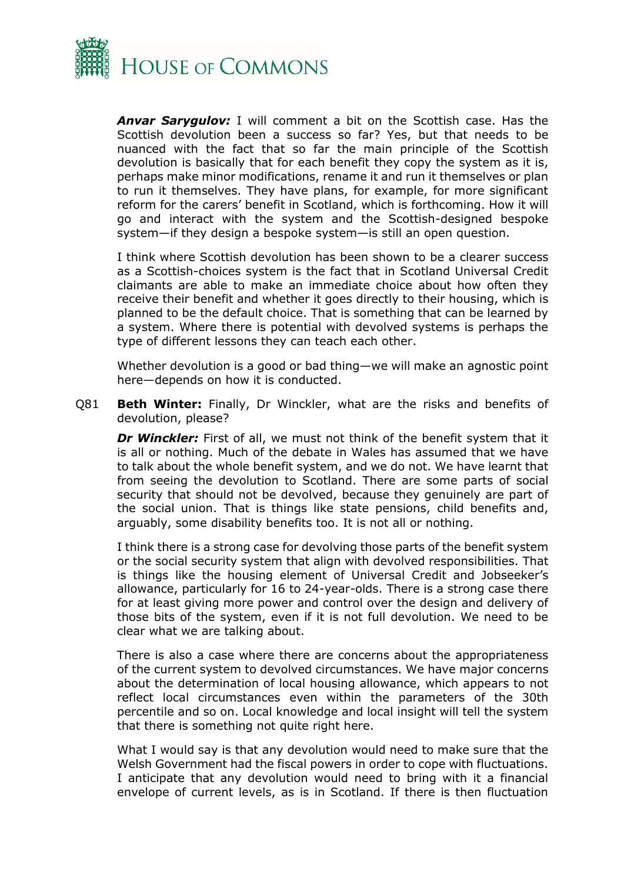***Anvar Sarygulov:*** I will comment a bit on the Scottish case. Has the Scottish devolution been a success so far? Yes, but that needs to be nuanced with the fact that so far the main principle of the Scottish devolution is basically that for each benefit they copy the system as it is, perhaps make minor modifications, rename it and run it themselves or plan to run it themselves. They have plans, for example, for more significant reform for the carers' benefit in Scotland, which is forthcoming. How it will go and interact with the system and the Scottish-designed bespoke system—if they design a bespoke system—is still an open question.

I think where Scottish devolution has been shown to be a clearer success as a Scottish-choices system is the fact that in Scotland Universal Credit claimants are able to make an immediate choice about how often they receive their benefit and whether it goes directly to their housing, which is planned to be the default choice. That is something that can be learned by a system. Where there is potential with devolved systems is perhaps the type of different lessons they can teach each other.

Whether devolution is a good or bad thing—we will make an agnostic point here—depends on how it is conducted.

Q81 **Beth Winter:** Finally, Dr Winckler, what are the risks and benefits of devolution, please?

***Dr Winckler:*** First of all, we must not think of the benefit system that it is all or nothing. Much of the debate in Wales has assumed that we have to talk about the whole benefit system, and we do not. We have learnt that from seeing the devolution to Scotland. There are some parts of social security that should not be devolved, because they genuinely are part of the social union. That is things like state pensions, child benefits and, arguably, some disability benefits too. It is not all or nothing.

I think there is a strong case for devolving those parts of the benefit system or the social security system that align with devolved responsibilities. That is things like the housing element of Universal Credit and Jobseeker's allowance, particularly for 16 to 24-year-olds. There is a strong case there for at least giving more power and control over the design and delivery of those bits of the system, even if it is not full devolution. We need to be clear what we are talking about.

There is also a case where there are concerns about the appropriateness of the current system to devolved circumstances. We have major concerns about the determination of local housing allowance, which appears to not reflect local circumstances even within the parameters of the 30th percentile and so on. Local knowledge and local insight will tell the system that there is something not quite right here.

What I would say is that any devolution would need to make sure that the Welsh Government had the fiscal powers in order to cope with fluctuations. I anticipate that any devolution would need to bring with it a financial envelope of current levels, as is in Scotland. If there is then fluctuation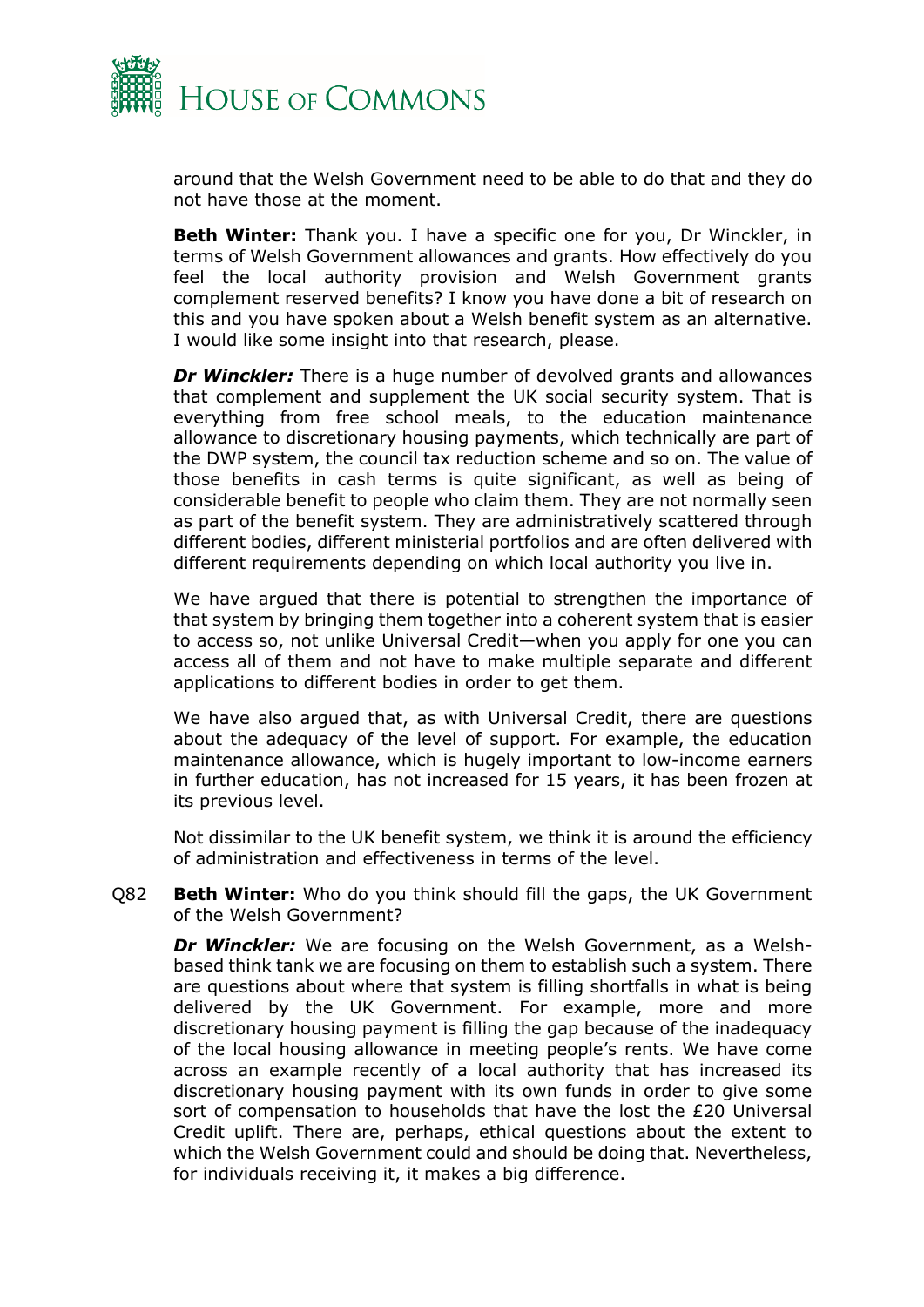around that the Welsh Government need to be able to do that and they do not have those at the moment.

**Beth Winter:** Thank you. I have a specific one for you, Dr Winckler, in terms of Welsh Government allowances and grants. How effectively do you feel the local authority provision and Welsh Government grants complement reserved benefits? I know you have done a bit of research on this and you have spoken about a Welsh benefit system as an alternative. I would like some insight into that research, please.

***Dr Winckler:*** There is a huge number of devolved grants and allowances that complement and supplement the UK social security system. That is everything from free school meals, to the education maintenance allowance to discretionary housing payments, which technically are part of the DWP system, the council tax reduction scheme and so on. The value of those benefits in cash terms is quite significant, as well as being of considerable benefit to people who claim them. They are not normally seen as part of the benefit system. They are administratively scattered through different bodies, different ministerial portfolios and are often delivered with different requirements depending on which local authority you live in.

We have argued that there is potential to strengthen the importance of that system by bringing them together into a coherent system that is easier to access so, not unlike Universal Credit—when you apply for one you can access all of them and not have to make multiple separate and different applications to different bodies in order to get them.

We have also argued that, as with Universal Credit, there are questions about the adequacy of the level of support. For example, the education maintenance allowance, which is hugely important to low-income earners in further education, has not increased for 15 years, it has been frozen at its previous level.

Not dissimilar to the UK benefit system, we think it is around the efficiency of administration and effectiveness in terms of the level.

Q82 **Beth Winter:** Who do you think should fill the gaps, the UK Government of the Welsh Government?

***Dr Winckler:*** We are focusing on the Welsh Government, as a Welsh-based think tank we are focusing on them to establish such a system. There are questions about where that system is filling shortfalls in what is being delivered by the UK Government. For example, more and more discretionary housing payment is filling the gap because of the inadequacy of the local housing allowance in meeting people's rents. We have come across an example recently of a local authority that has increased its discretionary housing payment with its own funds in order to give some sort of compensation to households that have the lost the £20 Universal Credit uplift. There are, perhaps, ethical questions about the extent to which the Welsh Government could and should be doing that. Nevertheless, for individuals receiving it, it makes a big difference.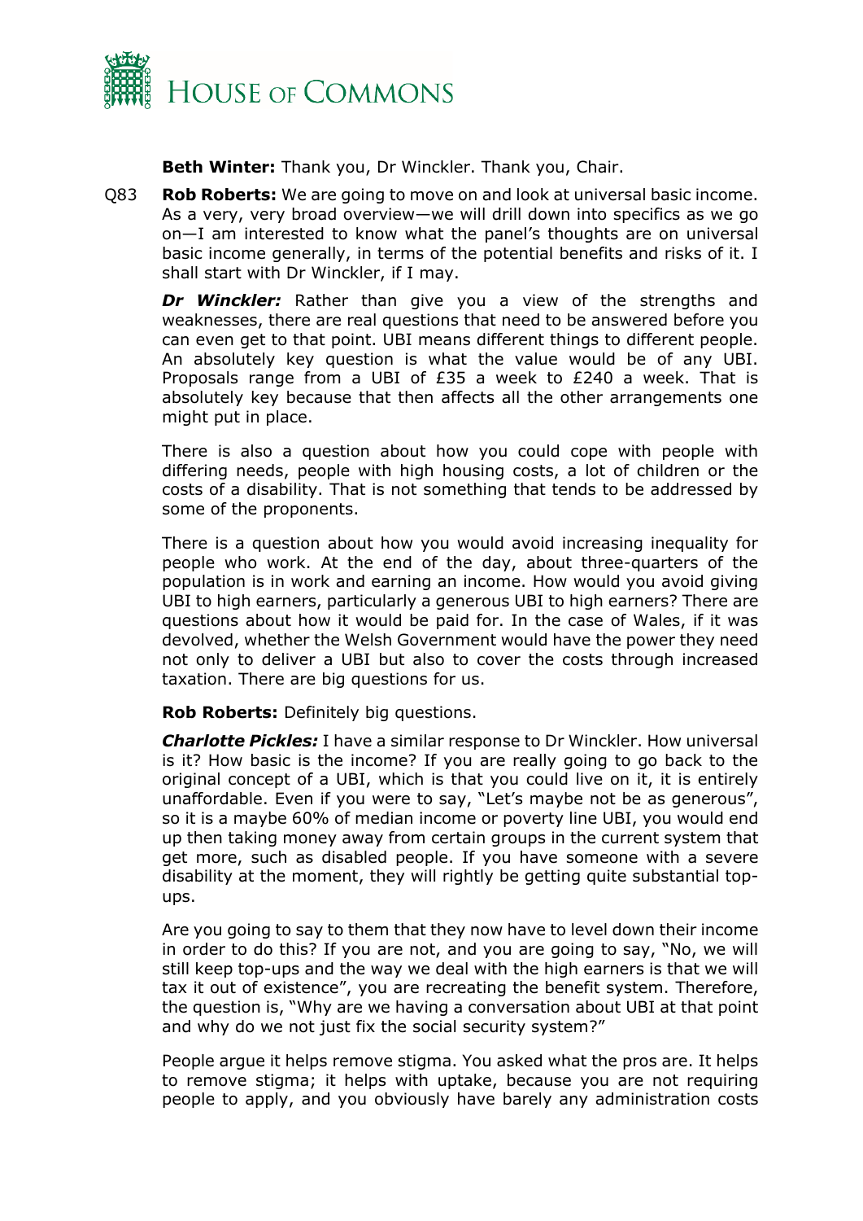**Beth Winter:** Thank you, Dr Winckler. Thank you, Chair.

Q83 **Rob Roberts:** We are going to move on and look at universal basic income. As a very, very broad overview—we will drill down into specifics as we go on—I am interested to know what the panel's thoughts are on universal basic income generally, in terms of the potential benefits and risks of it. I shall start with Dr Winckler, if I may.

***Dr Winckler:*** Rather than give you a view of the strengths and weaknesses, there are real questions that need to be answered before you can even get to that point. UBI means different things to different people. An absolutely key question is what the value would be of any UBI. Proposals range from a UBI of £35 a week to £240 a week. That is absolutely key because that then affects all the other arrangements one might put in place.

There is also a question about how you could cope with people with differing needs, people with high housing costs, a lot of children or the costs of a disability. That is not something that tends to be addressed by some of the proponents.

There is a question about how you would avoid increasing inequality for people who work. At the end of the day, about three-quarters of the population is in work and earning an income. How would you avoid giving UBI to high earners, particularly a generous UBI to high earners? There are questions about how it would be paid for. In the case of Wales, if it was devolved, whether the Welsh Government would have the power they need not only to deliver a UBI but also to cover the costs through increased taxation. There are big questions for us.

**Rob Roberts:** Definitely big questions.

***Charlotte Pickles:*** I have a similar response to Dr Winckler. How universal is it? How basic is the income? If you are really going to go back to the original concept of a UBI, which is that you could live on it, it is entirely unaffordable. Even if you were to say, "Let's maybe not be as generous", so it is a maybe 60% of median income or poverty line UBI, you would end up then taking money away from certain groups in the current system that get more, such as disabled people. If you have someone with a severe disability at the moment, they will rightly be getting quite substantial top-ups.

Are you going to say to them that they now have to level down their income in order to do this? If you are not, and you are going to say, "No, we will still keep top-ups and the way we deal with the high earners is that we will tax it out of existence", you are recreating the benefit system. Therefore, the question is, "Why are we having a conversation about UBI at that point and why do we not just fix the social security system?"

People argue it helps remove stigma. You asked what the pros are. It helps to remove stigma; it helps with uptake, because you are not requiring people to apply, and you obviously have barely any administration costs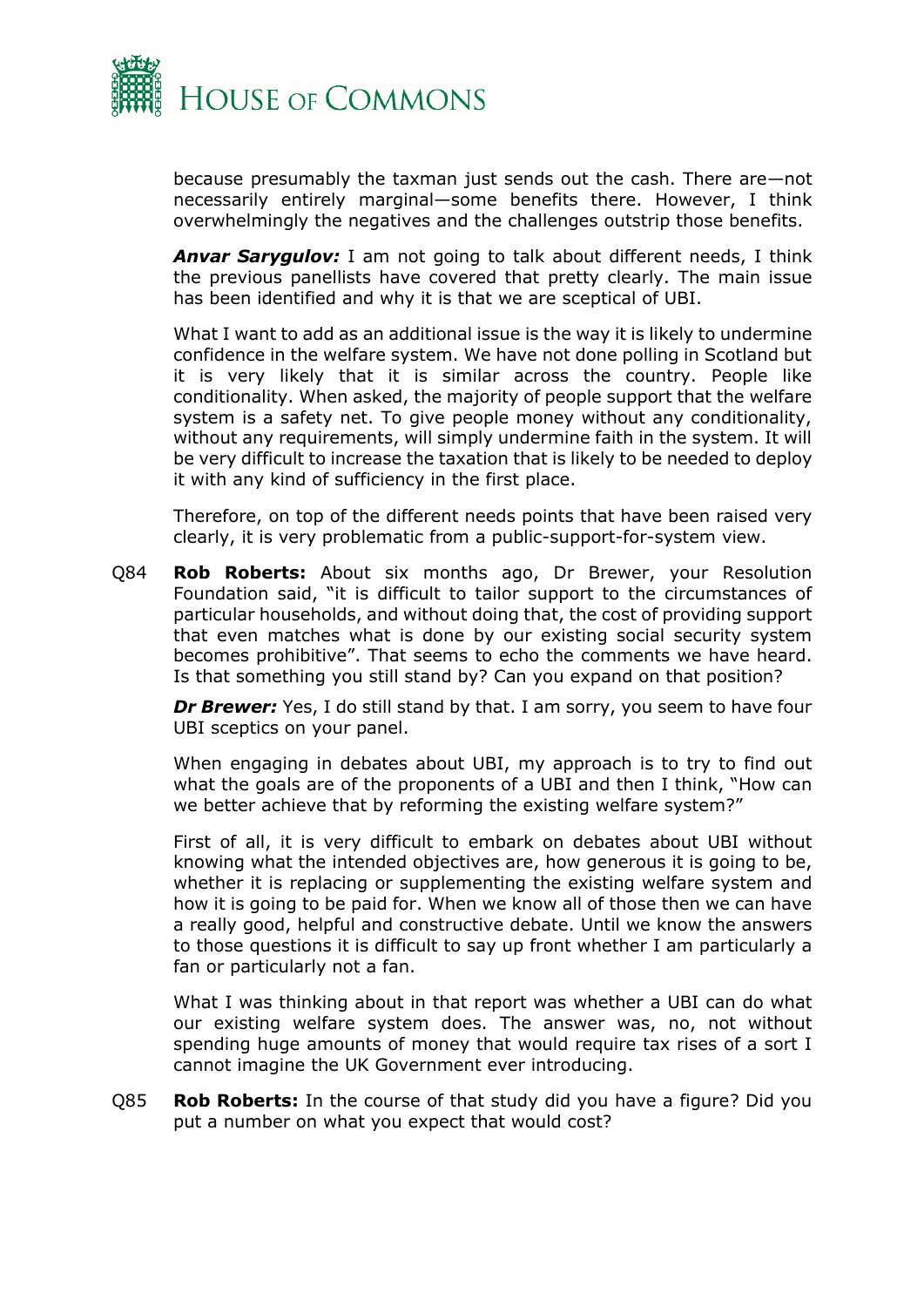because presumably the taxman just sends out the cash. There are—not necessarily entirely marginal—some benefits there. However, I think overwhelmingly the negatives and the challenges outstrip those benefits.

***Anvar Sarygulov:*** I am not going to talk about different needs, I think the previous panellists have covered that pretty clearly. The main issue has been identified and why it is that we are sceptical of UBI.

What I want to add as an additional issue is the way it is likely to undermine confidence in the welfare system. We have not done polling in Scotland but it is very likely that it is similar across the country. People like conditionality. When asked, the majority of people support that the welfare system is a safety net. To give people money without any conditionality, without any requirements, will simply undermine faith in the system. It will be very difficult to increase the taxation that is likely to be needed to deploy it with any kind of sufficiency in the first place.

Therefore, on top of the different needs points that have been raised very clearly, it is very problematic from a public-support-for-system view.

Q84 **Rob Roberts:** About six months ago, Dr Brewer, your Resolution Foundation said, "it is difficult to tailor support to the circumstances of particular households, and without doing that, the cost of providing support that even matches what is done by our existing social security system becomes prohibitive". That seems to echo the comments we have heard. Is that something you still stand by? Can you expand on that position?

***Dr Brewer:*** Yes, I do still stand by that. I am sorry, you seem to have four UBI sceptics on your panel.

When engaging in debates about UBI, my approach is to try to find out what the goals are of the proponents of a UBI and then I think, "How can we better achieve that by reforming the existing welfare system?"

First of all, it is very difficult to embark on debates about UBI without knowing what the intended objectives are, how generous it is going to be, whether it is replacing or supplementing the existing welfare system and how it is going to be paid for. When we know all of those then we can have a really good, helpful and constructive debate. Until we know the answers to those questions it is difficult to say up front whether I am particularly a fan or particularly not a fan.

What I was thinking about in that report was whether a UBI can do what our existing welfare system does. The answer was, no, not without spending huge amounts of money that would require tax rises of a sort I cannot imagine the UK Government ever introducing.

Q85 **Rob Roberts:** In the course of that study did you have a figure? Did you put a number on what you expect that would cost?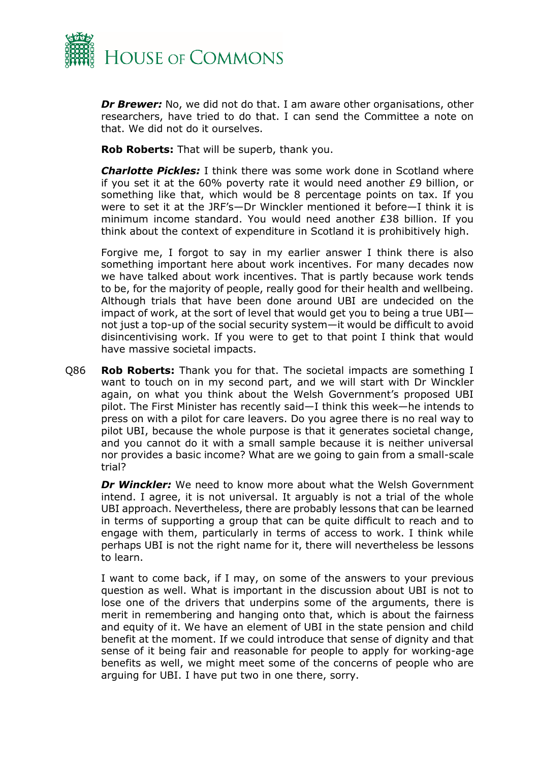***Dr Brewer:*** No, we did not do that. I am aware other organisations, other researchers, have tried to do that. I can send the Committee a note on that. We did not do it ourselves.

**Rob Roberts:** That will be superb, thank you.

***Charlotte Pickles:*** I think there was some work done in Scotland where if you set it at the 60% poverty rate it would need another £9 billion, or something like that, which would be 8 percentage points on tax. If you were to set it at the JRF's—Dr Winckler mentioned it before—I think it is minimum income standard. You would need another £38 billion. If you think about the context of expenditure in Scotland it is prohibitively high.

Forgive me, I forgot to say in my earlier answer I think there is also something important here about work incentives. For many decades now we have talked about work incentives. That is partly because work tends to be, for the majority of people, really good for their health and wellbeing. Although trials that have been done around UBI are undecided on the impact of work, at the sort of level that would get you to being a true UBI—not just a top-up of the social security system—it would be difficult to avoid disincentivising work. If you were to get to that point I think that would have massive societal impacts.

Q86 **Rob Roberts:** Thank you for that. The societal impacts are something I want to touch on in my second part, and we will start with Dr Winckler again, on what you think about the Welsh Government's proposed UBI pilot. The First Minister has recently said—I think this week—he intends to press on with a pilot for care leavers. Do you agree there is no real way to pilot UBI, because the whole purpose is that it generates societal change, and you cannot do it with a small sample because it is neither universal nor provides a basic income? What are we going to gain from a small-scale trial?

***Dr Winckler:*** We need to know more about what the Welsh Government intend. I agree, it is not universal. It arguably is not a trial of the whole UBI approach. Nevertheless, there are probably lessons that can be learned in terms of supporting a group that can be quite difficult to reach and to engage with them, particularly in terms of access to work. I think while perhaps UBI is not the right name for it, there will nevertheless be lessons to learn.

I want to come back, if I may, on some of the answers to your previous question as well. What is important in the discussion about UBI is not to lose one of the drivers that underpins some of the arguments, there is merit in remembering and hanging onto that, which is about the fairness and equity of it. We have an element of UBI in the state pension and child benefit at the moment. If we could introduce that sense of dignity and that sense of it being fair and reasonable for people to apply for working-age benefits as well, we might meet some of the concerns of people who are arguing for UBI. I have put two in one there, sorry.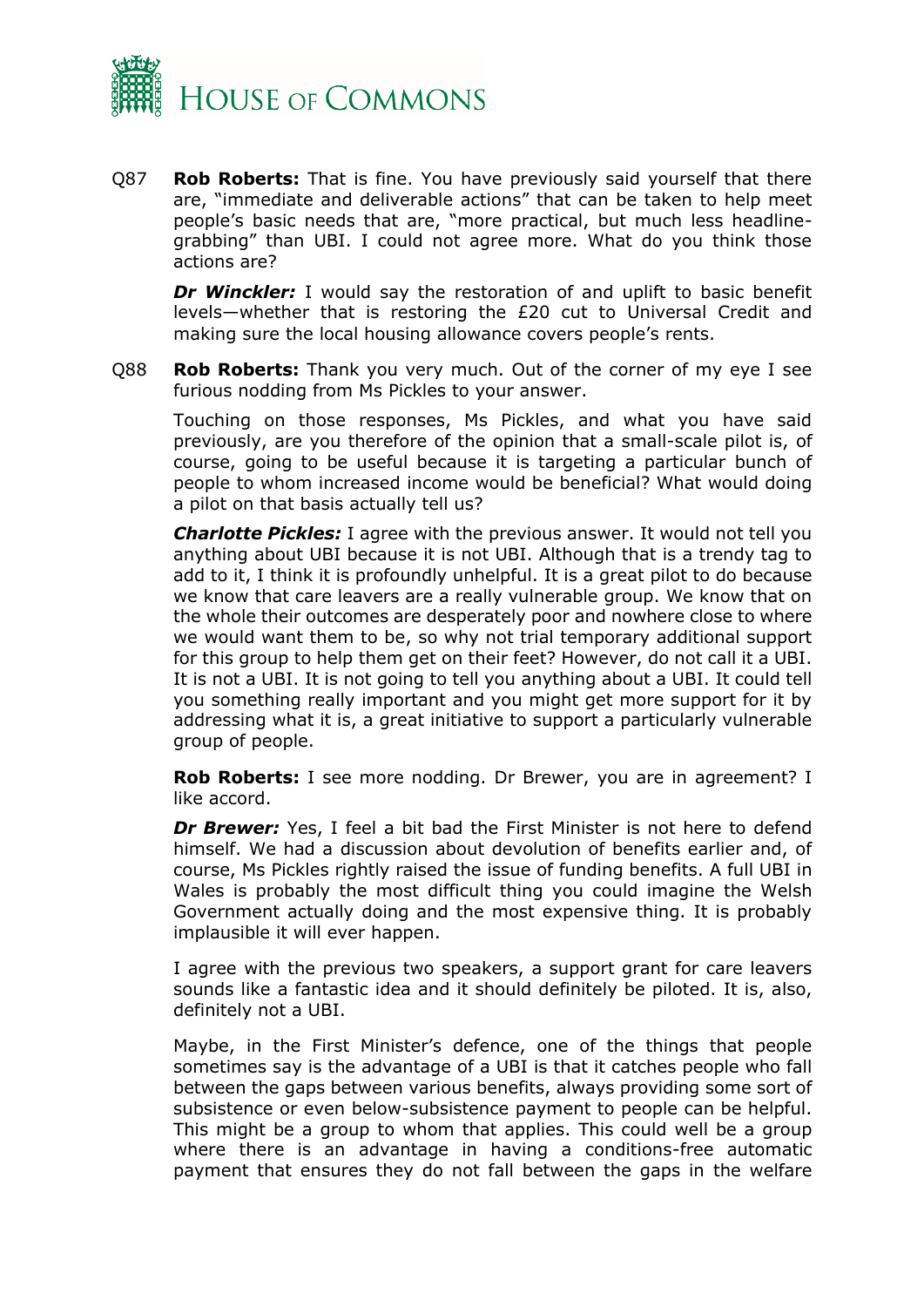Q87 **Rob Roberts:** That is fine. You have previously said yourself that there are, "immediate and deliverable actions" that can be taken to help meet people's basic needs that are, "more practical, but much less headline-grabbing" than UBI. I could not agree more. What do you think those actions are?

***Dr Winckler:*** I would say the restoration of and uplift to basic benefit levels—whether that is restoring the £20 cut to Universal Credit and making sure the local housing allowance covers people's rents.

Q88 **Rob Roberts:** Thank you very much. Out of the corner of my eye I see furious nodding from Ms Pickles to your answer.

Touching on those responses, Ms Pickles, and what you have said previously, are you therefore of the opinion that a small-scale pilot is, of course, going to be useful because it is targeting a particular bunch of people to whom increased income would be beneficial? What would doing a pilot on that basis actually tell us?

***Charlotte Pickles:*** I agree with the previous answer. It would not tell you anything about UBI because it is not UBI. Although that is a trendy tag to add to it, I think it is profoundly unhelpful. It is a great pilot to do because we know that care leavers are a really vulnerable group. We know that on the whole their outcomes are desperately poor and nowhere close to where we would want them to be, so why not trial temporary additional support for this group to help them get on their feet? However, do not call it a UBI. It is not a UBI. It is not going to tell you anything about a UBI. It could tell you something really important and you might get more support for it by addressing what it is, a great initiative to support a particularly vulnerable group of people.

**Rob Roberts:** I see more nodding. Dr Brewer, you are in agreement? I like accord.

***Dr Brewer:*** Yes, I feel a bit bad the First Minister is not here to defend himself. We had a discussion about devolution of benefits earlier and, of course, Ms Pickles rightly raised the issue of funding benefits. A full UBI in Wales is probably the most difficult thing you could imagine the Welsh Government actually doing and the most expensive thing. It is probably implausible it will ever happen.

I agree with the previous two speakers, a support grant for care leavers sounds like a fantastic idea and it should definitely be piloted. It is, also, definitely not a UBI.

Maybe, in the First Minister's defence, one of the things that people sometimes say is the advantage of a UBI is that it catches people who fall between the gaps between various benefits, always providing some sort of subsistence or even below-subsistence payment to people can be helpful. This might be a group to whom that applies. This could well be a group where there is an advantage in having a conditions-free automatic payment that ensures they do not fall between the gaps in the welfare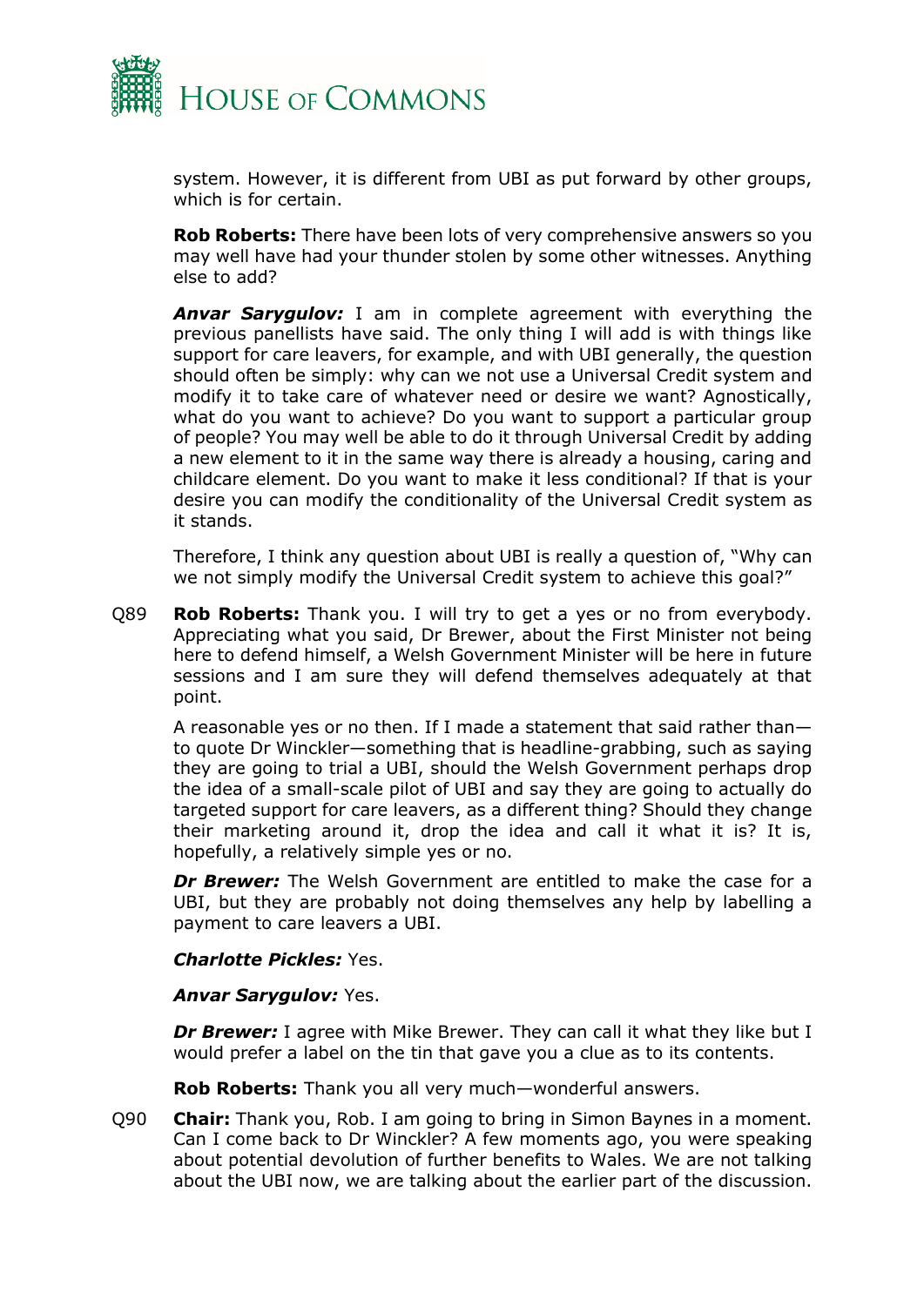system. However, it is different from UBI as put forward by other groups, which is for certain.

**Rob Roberts:** There have been lots of very comprehensive answers so you may well have had your thunder stolen by some other witnesses. Anything else to add?

***Anvar Sarygulov:*** I am in complete agreement with everything the previous panellists have said. The only thing I will add is with things like support for care leavers, for example, and with UBI generally, the question should often be simply: why can we not use a Universal Credit system and modify it to take care of whatever need or desire we want? Agnostically, what do you want to achieve? Do you want to support a particular group of people? You may well be able to do it through Universal Credit by adding a new element to it in the same way there is already a housing, caring and childcare element. Do you want to make it less conditional? If that is your desire you can modify the conditionality of the Universal Credit system as it stands.

Therefore, I think any question about UBI is really a question of, "Why can we not simply modify the Universal Credit system to achieve this goal?"

Q89 **Rob Roberts:** Thank you. I will try to get a yes or no from everybody. Appreciating what you said, Dr Brewer, about the First Minister not being here to defend himself, a Welsh Government Minister will be here in future sessions and I am sure they will defend themselves adequately at that point.

A reasonable yes or no then. If I made a statement that said rather than—to quote Dr Winckler—something that is headline-grabbing, such as saying they are going to trial a UBI, should the Welsh Government perhaps drop the idea of a small-scale pilot of UBI and say they are going to actually do targeted support for care leavers, as a different thing? Should they change their marketing around it, drop the idea and call it what it is? It is, hopefully, a relatively simple yes or no.

***Dr Brewer:*** The Welsh Government are entitled to make the case for a UBI, but they are probably not doing themselves any help by labelling a payment to care leavers a UBI.

***Charlotte Pickles:*** Yes.

***Anvar Sarygulov:*** Yes.

***Dr Brewer:*** I agree with Mike Brewer. They can call it what they like but I would prefer a label on the tin that gave you a clue as to its contents.

**Rob Roberts:** Thank you all very much—wonderful answers.

Q90 **Chair:** Thank you, Rob. I am going to bring in Simon Baynes in a moment. Can I come back to Dr Winckler? A few moments ago, you were speaking about potential devolution of further benefits to Wales. We are not talking about the UBI now, we are talking about the earlier part of the discussion.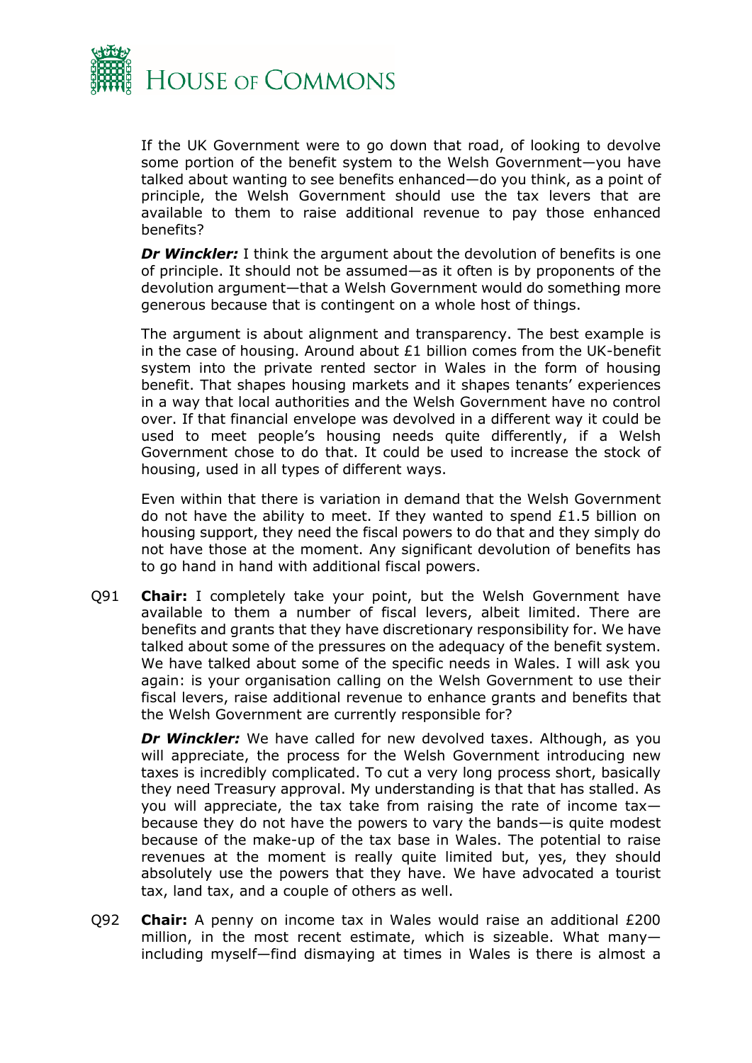If the UK Government were to go down that road, of looking to devolve some portion of the benefit system to the Welsh Government—you have talked about wanting to see benefits enhanced—do you think, as a point of principle, the Welsh Government should use the tax levers that are available to them to raise additional revenue to pay those enhanced benefits?

***Dr Winckler:*** I think the argument about the devolution of benefits is one of principle. It should not be assumed—as it often is by proponents of the devolution argument—that a Welsh Government would do something more generous because that is contingent on a whole host of things.

The argument is about alignment and transparency. The best example is in the case of housing. Around about £1 billion comes from the UK-benefit system into the private rented sector in Wales in the form of housing benefit. That shapes housing markets and it shapes tenants' experiences in a way that local authorities and the Welsh Government have no control over. If that financial envelope was devolved in a different way it could be used to meet people's housing needs quite differently, if a Welsh Government chose to do that. It could be used to increase the stock of housing, used in all types of different ways.

Even within that there is variation in demand that the Welsh Government do not have the ability to meet. If they wanted to spend £1.5 billion on housing support, they need the fiscal powers to do that and they simply do not have those at the moment. Any significant devolution of benefits has to go hand in hand with additional fiscal powers.

Q91 **Chair:** I completely take your point, but the Welsh Government have available to them a number of fiscal levers, albeit limited. There are benefits and grants that they have discretionary responsibility for. We have talked about some of the pressures on the adequacy of the benefit system. We have talked about some of the specific needs in Wales. I will ask you again: is your organisation calling on the Welsh Government to use their fiscal levers, raise additional revenue to enhance grants and benefits that the Welsh Government are currently responsible for?

***Dr Winckler:*** We have called for new devolved taxes. Although, as you will appreciate, the process for the Welsh Government introducing new taxes is incredibly complicated. To cut a very long process short, basically they need Treasury approval. My understanding is that that has stalled. As you will appreciate, the tax take from raising the rate of income tax—because they do not have the powers to vary the bands—is quite modest because of the make-up of the tax base in Wales. The potential to raise revenues at the moment is really quite limited but, yes, they should absolutely use the powers that they have. We have advocated a tourist tax, land tax, and a couple of others as well.

Q92 **Chair:** A penny on income tax in Wales would raise an additional £200 million, in the most recent estimate, which is sizeable. What many—including myself—find dismaying at times in Wales is there is almost a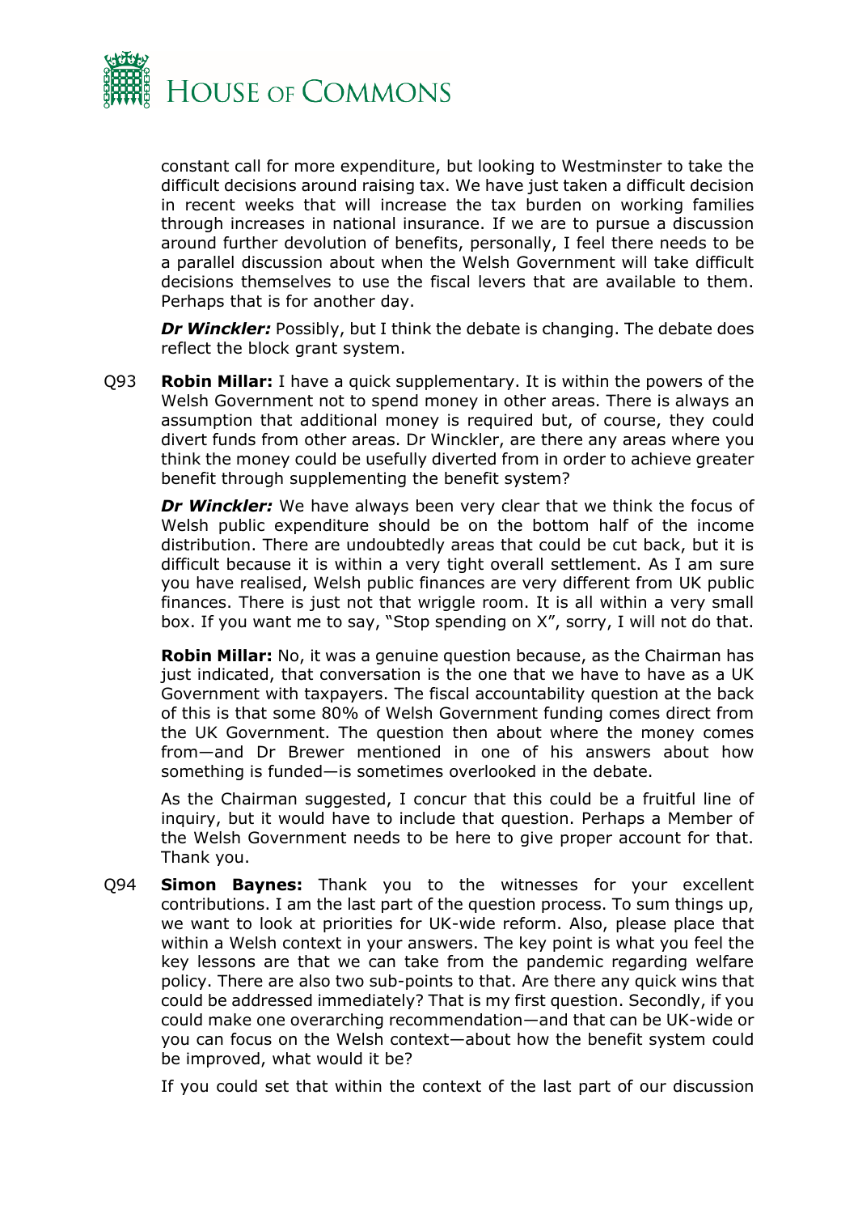constant call for more expenditure, but looking to Westminster to take the difficult decisions around raising tax. We have just taken a difficult decision in recent weeks that will increase the tax burden on working families through increases in national insurance. If we are to pursue a discussion around further devolution of benefits, personally, I feel there needs to be a parallel discussion about when the Welsh Government will take difficult decisions themselves to use the fiscal levers that are available to them. Perhaps that is for another day.

***Dr Winckler:*** Possibly, but I think the debate is changing. The debate does reflect the block grant system.

Q93 **Robin Millar:** I have a quick supplementary. It is within the powers of the Welsh Government not to spend money in other areas. There is always an assumption that additional money is required but, of course, they could divert funds from other areas. Dr Winckler, are there any areas where you think the money could be usefully diverted from in order to achieve greater benefit through supplementing the benefit system?

***Dr Winckler:*** We have always been very clear that we think the focus of Welsh public expenditure should be on the bottom half of the income distribution. There are undoubtedly areas that could be cut back, but it is difficult because it is within a very tight overall settlement. As I am sure you have realised, Welsh public finances are very different from UK public finances. There is just not that wriggle room. It is all within a very small box. If you want me to say, "Stop spending on X", sorry, I will not do that.

**Robin Millar:** No, it was a genuine question because, as the Chairman has just indicated, that conversation is the one that we have to have as a UK Government with taxpayers. The fiscal accountability question at the back of this is that some 80% of Welsh Government funding comes direct from the UK Government. The question then about where the money comes from—and Dr Brewer mentioned in one of his answers about how something is funded—is sometimes overlooked in the debate.

As the Chairman suggested, I concur that this could be a fruitful line of inquiry, but it would have to include that question. Perhaps a Member of the Welsh Government needs to be here to give proper account for that. Thank you.

Q94 **Simon Baynes:** Thank you to the witnesses for your excellent contributions. I am the last part of the question process. To sum things up, we want to look at priorities for UK-wide reform. Also, please place that within a Welsh context in your answers. The key point is what you feel the key lessons are that we can take from the pandemic regarding welfare policy. There are also two sub-points to that. Are there any quick wins that could be addressed immediately? That is my first question. Secondly, if you could make one overarching recommendation—and that can be UK-wide or you can focus on the Welsh context—about how the benefit system could be improved, what would it be?

If you could set that within the context of the last part of our discussion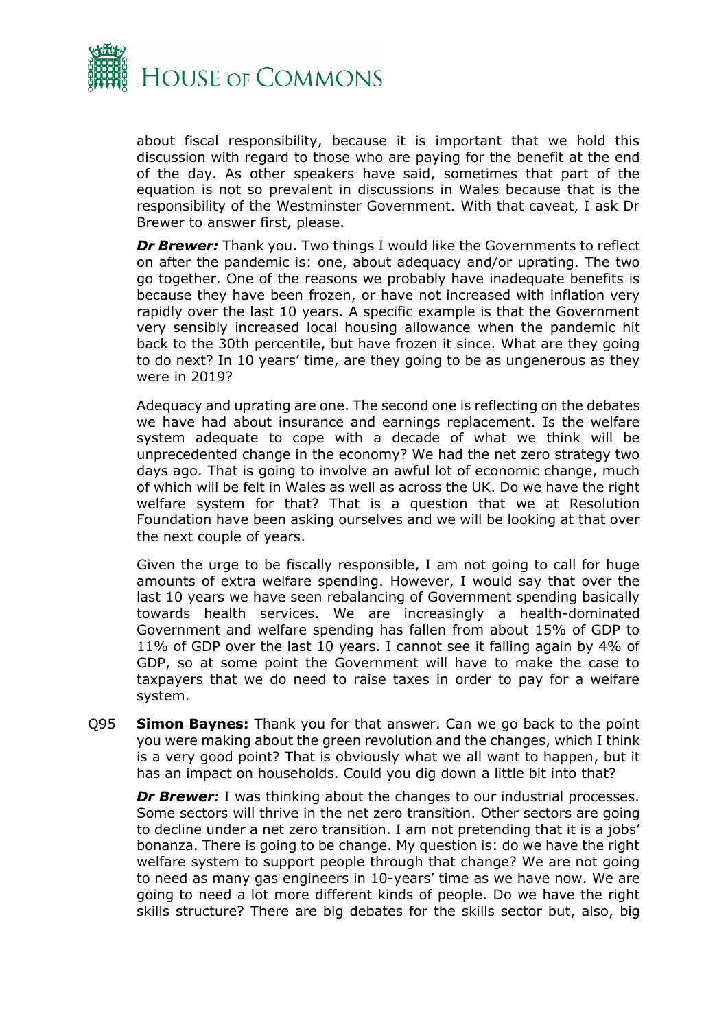about fiscal responsibility, because it is important that we hold this discussion with regard to those who are paying for the benefit at the end of the day. As other speakers have said, sometimes that part of the equation is not so prevalent in discussions in Wales because that is the responsibility of the Westminster Government. With that caveat, I ask Dr Brewer to answer first, please.

***Dr Brewer:*** Thank you. Two things I would like the Governments to reflect on after the pandemic is: one, about adequacy and/or uprating. The two go together. One of the reasons we probably have inadequate benefits is because they have been frozen, or have not increased with inflation very rapidly over the last 10 years. A specific example is that the Government very sensibly increased local housing allowance when the pandemic hit back to the 30th percentile, but have frozen it since. What are they going to do next? In 10 years' time, are they going to be as ungenerous as they were in 2019?

Adequacy and uprating are one. The second one is reflecting on the debates we have had about insurance and earnings replacement. Is the welfare system adequate to cope with a decade of what we think will be unprecedented change in the economy? We had the net zero strategy two days ago. That is going to involve an awful lot of economic change, much of which will be felt in Wales as well as across the UK. Do we have the right welfare system for that? That is a question that we at Resolution Foundation have been asking ourselves and we will be looking at that over the next couple of years.

Given the urge to be fiscally responsible, I am not going to call for huge amounts of extra welfare spending. However, I would say that over the last 10 years we have seen rebalancing of Government spending basically towards health services. We are increasingly a health-dominated Government and welfare spending has fallen from about 15% of GDP to 11% of GDP over the last 10 years. I cannot see it falling again by 4% of GDP, so at some point the Government will have to make the case to taxpayers that we do need to raise taxes in order to pay for a welfare system.

Q95 **Simon Baynes:** Thank you for that answer. Can we go back to the point you were making about the green revolution and the changes, which I think is a very good point? That is obviously what we all want to happen, but it has an impact on households. Could you dig down a little bit into that?

***Dr Brewer:*** I was thinking about the changes to our industrial processes. Some sectors will thrive in the net zero transition. Other sectors are going to decline under a net zero transition. I am not pretending that it is a jobs' bonanza. There is going to be change. My question is: do we have the right welfare system to support people through that change? We are not going to need as many gas engineers in 10-years' time as we have now. We are going to need a lot more different kinds of people. Do we have the right skills structure? There are big debates for the skills sector but, also, big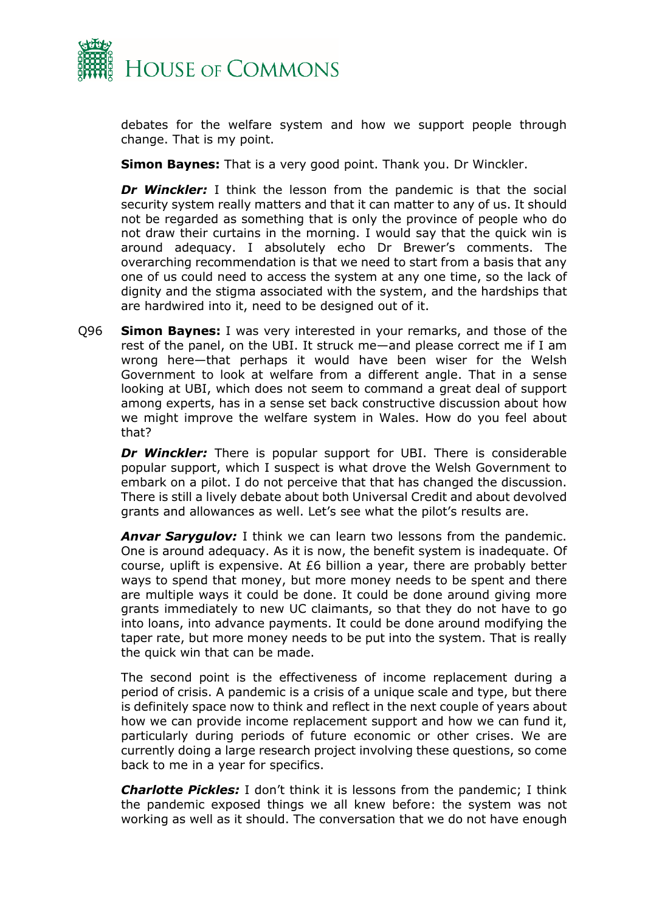debates for the welfare system and how we support people through change. That is my point.

**Simon Baynes:** That is a very good point. Thank you. Dr Winckler.

***Dr Winckler:*** I think the lesson from the pandemic is that the social security system really matters and that it can matter to any of us. It should not be regarded as something that is only the province of people who do not draw their curtains in the morning. I would say that the quick win is around adequacy. I absolutely echo Dr Brewer's comments. The overarching recommendation is that we need to start from a basis that any one of us could need to access the system at any one time, so the lack of dignity and the stigma associated with the system, and the hardships that are hardwired into it, need to be designed out of it.

Q96 **Simon Baynes:** I was very interested in your remarks, and those of the rest of the panel, on the UBI. It struck me—and please correct me if I am wrong here—that perhaps it would have been wiser for the Welsh Government to look at welfare from a different angle. That in a sense looking at UBI, which does not seem to command a great deal of support among experts, has in a sense set back constructive discussion about how we might improve the welfare system in Wales. How do you feel about that?

***Dr Winckler:*** There is popular support for UBI. There is considerable popular support, which I suspect is what drove the Welsh Government to embark on a pilot. I do not perceive that that has changed the discussion. There is still a lively debate about both Universal Credit and about devolved grants and allowances as well. Let's see what the pilot's results are.

***Anvar Sarygulov:*** I think we can learn two lessons from the pandemic. One is around adequacy. As it is now, the benefit system is inadequate. Of course, uplift is expensive. At £6 billion a year, there are probably better ways to spend that money, but more money needs to be spent and there are multiple ways it could be done. It could be done around giving more grants immediately to new UC claimants, so that they do not have to go into loans, into advance payments. It could be done around modifying the taper rate, but more money needs to be put into the system. That is really the quick win that can be made.

The second point is the effectiveness of income replacement during a period of crisis. A pandemic is a crisis of a unique scale and type, but there is definitely space now to think and reflect in the next couple of years about how we can provide income replacement support and how we can fund it, particularly during periods of future economic or other crises. We are currently doing a large research project involving these questions, so come back to me in a year for specifics.

***Charlotte Pickles:*** I don't think it is lessons from the pandemic; I think the pandemic exposed things we all knew before: the system was not working as well as it should. The conversation that we do not have enough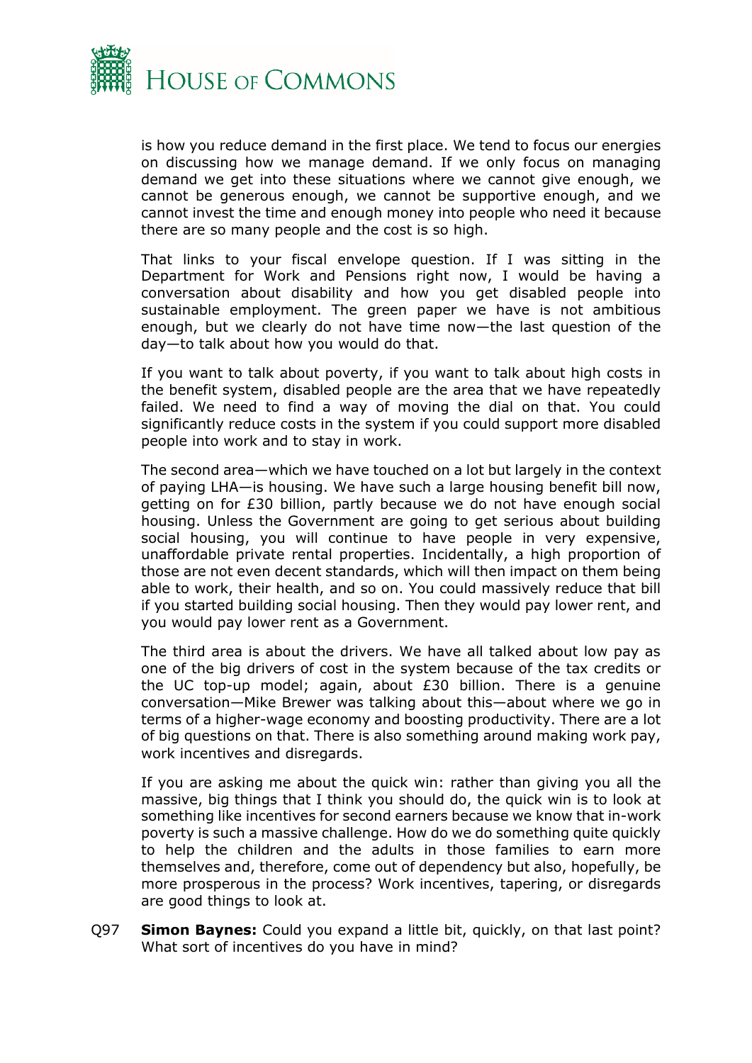is how you reduce demand in the first place. We tend to focus our energies on discussing how we manage demand. If we only focus on managing demand we get into these situations where we cannot give enough, we cannot be generous enough, we cannot be supportive enough, and we cannot invest the time and enough money into people who need it because there are so many people and the cost is so high.

That links to your fiscal envelope question. If I was sitting in the Department for Work and Pensions right now, I would be having a conversation about disability and how you get disabled people into sustainable employment. The green paper we have is not ambitious enough, but we clearly do not have time now—the last question of the day—to talk about how you would do that.

If you want to talk about poverty, if you want to talk about high costs in the benefit system, disabled people are the area that we have repeatedly failed. We need to find a way of moving the dial on that. You could significantly reduce costs in the system if you could support more disabled people into work and to stay in work.

The second area—which we have touched on a lot but largely in the context of paying LHA—is housing. We have such a large housing benefit bill now, getting on for £30 billion, partly because we do not have enough social housing. Unless the Government are going to get serious about building social housing, you will continue to have people in very expensive, unaffordable private rental properties. Incidentally, a high proportion of those are not even decent standards, which will then impact on them being able to work, their health, and so on. You could massively reduce that bill if you started building social housing. Then they would pay lower rent, and you would pay lower rent as a Government.

The third area is about the drivers. We have all talked about low pay as one of the big drivers of cost in the system because of the tax credits or the UC top-up model; again, about £30 billion. There is a genuine conversation—Mike Brewer was talking about this—about where we go in terms of a higher-wage economy and boosting productivity. There are a lot of big questions on that. There is also something around making work pay, work incentives and disregards.

If you are asking me about the quick win: rather than giving you all the massive, big things that I think you should do, the quick win is to look at something like incentives for second earners because we know that in-work poverty is such a massive challenge. How do we do something quite quickly to help the children and the adults in those families to earn more themselves and, therefore, come out of dependency but also, hopefully, be more prosperous in the process? Work incentives, tapering, or disregards are good things to look at.

Q97 **Simon Baynes:** Could you expand a little bit, quickly, on that last point? What sort of incentives do you have in mind?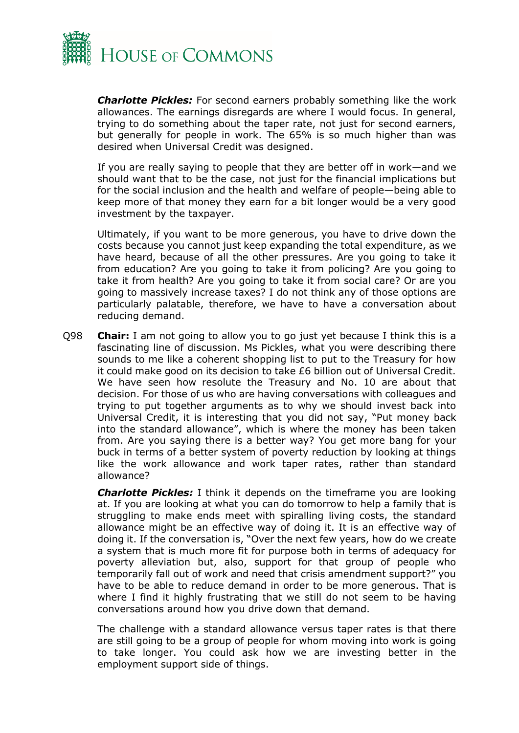***Charlotte Pickles:*** For second earners probably something like the work allowances. The earnings disregards are where I would focus. In general, trying to do something about the taper rate, not just for second earners, but generally for people in work. The 65% is so much higher than was desired when Universal Credit was designed.

If you are really saying to people that they are better off in work—and we should want that to be the case, not just for the financial implications but for the social inclusion and the health and welfare of people—being able to keep more of that money they earn for a bit longer would be a very good investment by the taxpayer.

Ultimately, if you want to be more generous, you have to drive down the costs because you cannot just keep expanding the total expenditure, as we have heard, because of all the other pressures. Are you going to take it from education? Are you going to take it from policing? Are you going to take it from health? Are you going to take it from social care? Or are you going to massively increase taxes? I do not think any of those options are particularly palatable, therefore, we have to have a conversation about reducing demand.

Q98 **Chair:** I am not going to allow you to go just yet because I think this is a fascinating line of discussion. Ms Pickles, what you were describing there sounds to me like a coherent shopping list to put to the Treasury for how it could make good on its decision to take £6 billion out of Universal Credit. We have seen how resolute the Treasury and No. 10 are about that decision. For those of us who are having conversations with colleagues and trying to put together arguments as to why we should invest back into Universal Credit, it is interesting that you did not say, "Put money back into the standard allowance", which is where the money has been taken from. Are you saying there is a better way? You get more bang for your buck in terms of a better system of poverty reduction by looking at things like the work allowance and work taper rates, rather than standard allowance?

***Charlotte Pickles:*** I think it depends on the timeframe you are looking at. If you are looking at what you can do tomorrow to help a family that is struggling to make ends meet with spiralling living costs, the standard allowance might be an effective way of doing it. It is an effective way of doing it. If the conversation is, "Over the next few years, how do we create a system that is much more fit for purpose both in terms of adequacy for poverty alleviation but, also, support for that group of people who temporarily fall out of work and need that crisis amendment support?" you have to be able to reduce demand in order to be more generous. That is where I find it highly frustrating that we still do not seem to be having conversations around how you drive down that demand.

The challenge with a standard allowance versus taper rates is that there are still going to be a group of people for whom moving into work is going to take longer. You could ask how we are investing better in the employment support side of things.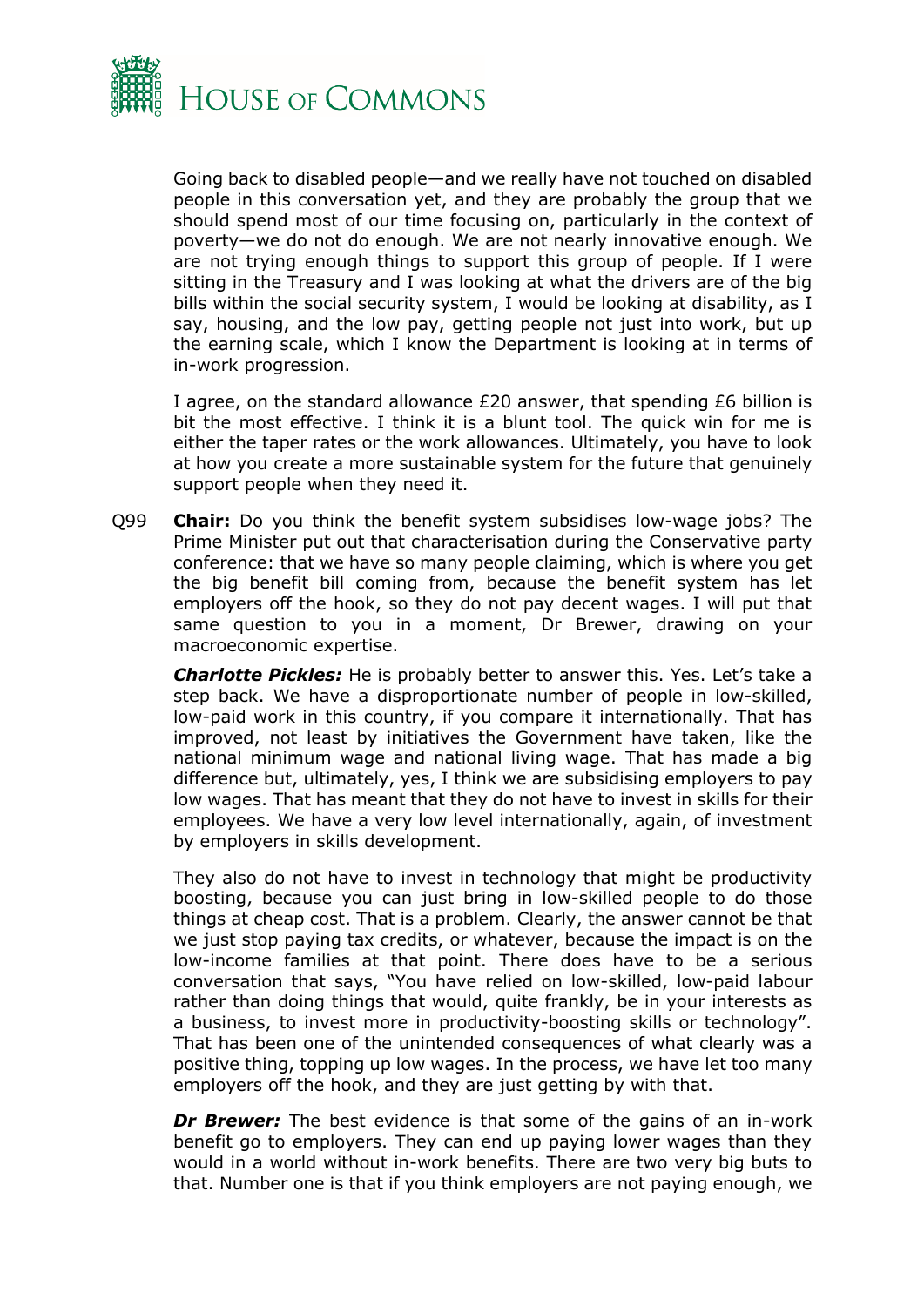Going back to disabled people—and we really have not touched on disabled people in this conversation yet, and they are probably the group that we should spend most of our time focusing on, particularly in the context of poverty—we do not do enough. We are not nearly innovative enough. We are not trying enough things to support this group of people. If I were sitting in the Treasury and I was looking at what the drivers are of the big bills within the social security system, I would be looking at disability, as I say, housing, and the low pay, getting people not just into work, but up the earning scale, which I know the Department is looking at in terms of in-work progression.

I agree, on the standard allowance £20 answer, that spending £6 billion is bit the most effective. I think it is a blunt tool. The quick win for me is either the taper rates or the work allowances. Ultimately, you have to look at how you create a more sustainable system for the future that genuinely support people when they need it.

Q99 **Chair:** Do you think the benefit system subsidises low-wage jobs? The Prime Minister put out that characterisation during the Conservative party conference: that we have so many people claiming, which is where you get the big benefit bill coming from, because the benefit system has let employers off the hook, so they do not pay decent wages. I will put that same question to you in a moment, Dr Brewer, drawing on your macroeconomic expertise.

***Charlotte Pickles:*** He is probably better to answer this. Yes. Let's take a step back. We have a disproportionate number of people in low-skilled, low-paid work in this country, if you compare it internationally. That has improved, not least by initiatives the Government have taken, like the national minimum wage and national living wage. That has made a big difference but, ultimately, yes, I think we are subsidising employers to pay low wages. That has meant that they do not have to invest in skills for their employees. We have a very low level internationally, again, of investment by employers in skills development.

They also do not have to invest in technology that might be productivity boosting, because you can just bring in low-skilled people to do those things at cheap cost. That is a problem. Clearly, the answer cannot be that we just stop paying tax credits, or whatever, because the impact is on the low-income families at that point. There does have to be a serious conversation that says, "You have relied on low-skilled, low-paid labour rather than doing things that would, quite frankly, be in your interests as a business, to invest more in productivity-boosting skills or technology". That has been one of the unintended consequences of what clearly was a positive thing, topping up low wages. In the process, we have let too many employers off the hook, and they are just getting by with that.

***Dr Brewer:*** The best evidence is that some of the gains of an in-work benefit go to employers. They can end up paying lower wages than they would in a world without in-work benefits. There are two very big buts to that. Number one is that if you think employers are not paying enough, we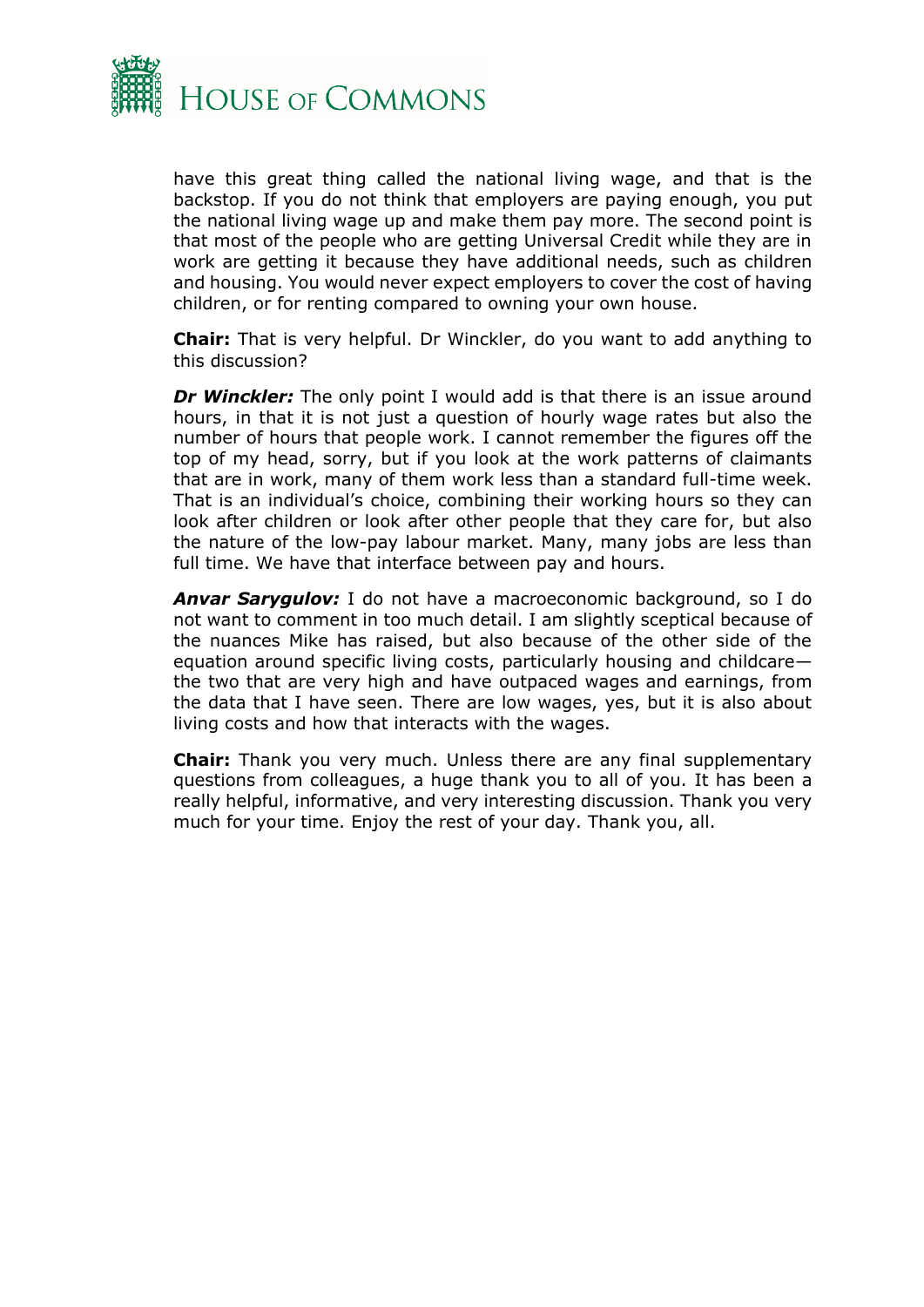have this great thing called the national living wage, and that is the backstop. If you do not think that employers are paying enough, you put the national living wage up and make them pay more. The second point is that most of the people who are getting Universal Credit while they are in work are getting it because they have additional needs, such as children and housing. You would never expect employers to cover the cost of having children, or for renting compared to owning your own house.

**Chair:** That is very helpful. Dr Winckler, do you want to add anything to this discussion?

***Dr Winckler:*** The only point I would add is that there is an issue around hours, in that it is not just a question of hourly wage rates but also the number of hours that people work. I cannot remember the figures off the top of my head, sorry, but if you look at the work patterns of claimants that are in work, many of them work less than a standard full-time week. That is an individual's choice, combining their working hours so they can look after children or look after other people that they care for, but also the nature of the low-pay labour market. Many, many jobs are less than full time. We have that interface between pay and hours.

***Anvar Sarygulov:*** I do not have a macroeconomic background, so I do not want to comment in too much detail. I am slightly sceptical because of the nuances Mike has raised, but also because of the other side of the equation around specific living costs, particularly housing and childcare—the two that are very high and have outpaced wages and earnings, from the data that I have seen. There are low wages, yes, but it is also about living costs and how that interacts with the wages.

**Chair:** Thank you very much. Unless there are any final supplementary questions from colleagues, a huge thank you to all of you. It has been a really helpful, informative, and very interesting discussion. Thank you very much for your time. Enjoy the rest of your day. Thank you, all.